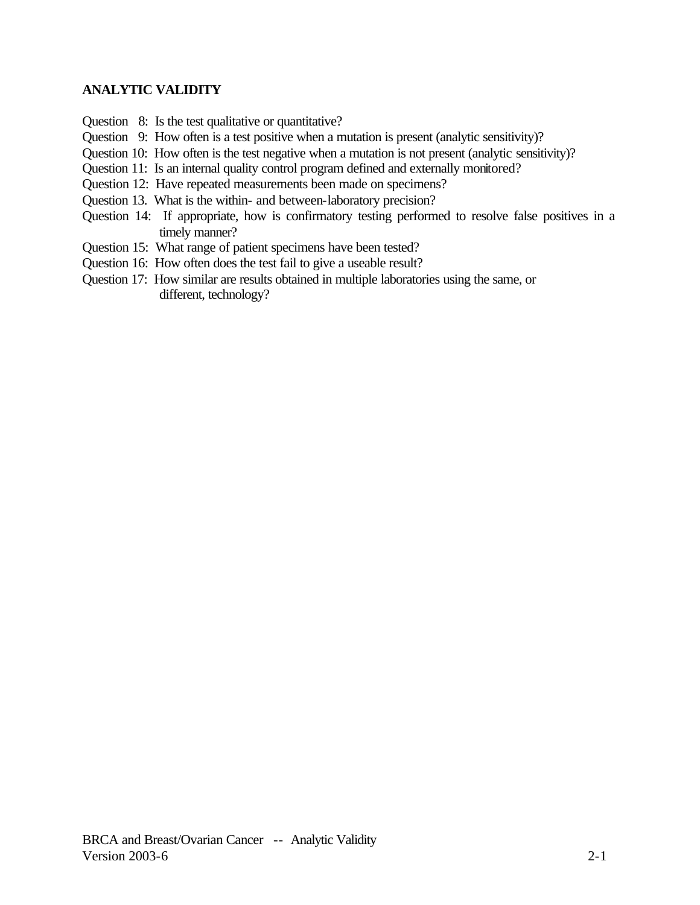**ANALYTIC VALIDITY**

Question 8: Is the test qualitative or quantitative?
Question 9: How often is a test positive when a mutation is present (analytic sensitivity)?
Question 10: How often is the test negative when a mutation is not present (analytic sensitivity)?
Question 11: Is an internal quality control program defined and externally monitored?
Question 12: Have repeated measurements been made on specimens?
Question 13. What is the within- and between-laboratory precision?
Question 14: If appropriate, how is confirmatory testing performed to resolve false positives in a timely manner?
Question 15: What range of patient specimens have been tested?
Question 16: How often does the test fail to give a useable result?
Question 17: How similar are results obtained in multiple laboratories using the same, or different, technology?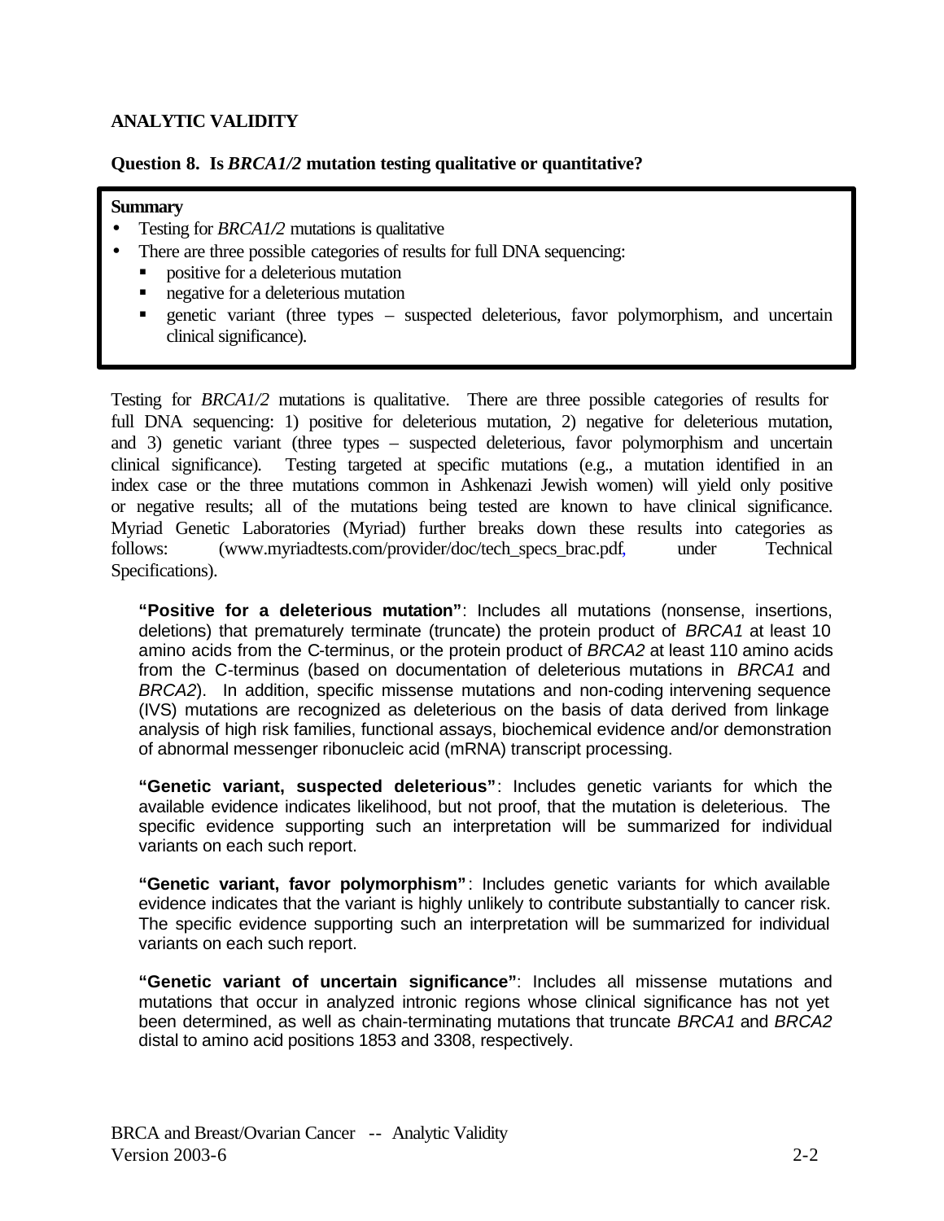## ANALYTIC VALIDITY

### Question 8. Is *BRCA1/2* mutation testing qualitative or quantitative?

**Summary**

- Testing for *BRCA1/2* mutations is qualitative
- There are three possible categories of results for full DNA sequencing:
  - positive for a deleterious mutation
  - negative for a deleterious mutation
  - genetic variant (three types – suspected deleterious, favor polymorphism, and uncertain clinical significance).

Testing for *BRCA1/2* mutations is qualitative. There are three possible categories of results for full DNA sequencing: 1) positive for deleterious mutation, 2) negative for deleterious mutation, and 3) genetic variant (three types – suspected deleterious, favor polymorphism and uncertain clinical significance). Testing targeted at specific mutations (e.g., a mutation identified in an index case or the three mutations common in Ashkenazi Jewish women) will yield only positive or negative results; all of the mutations being tested are known to have clinical significance. Myriad Genetic Laboratories (Myriad) further breaks down these results into categories as follows: (www.myriadtests.com/provider/doc/tech_specs_brac.pdf, under Technical Specifications).

> **"Positive for a deleterious mutation"**: Includes all mutations (nonsense, insertions, deletions) that prematurely terminate (truncate) the protein product of *BRCA1* at least 10 amino acids from the C-terminus, or the protein product of *BRCA2* at least 110 amino acids from the C-terminus (based on documentation of deleterious mutations in *BRCA1* and *BRCA2*). In addition, specific missense mutations and non-coding intervening sequence (IVS) mutations are recognized as deleterious on the basis of data derived from linkage analysis of high risk families, functional assays, biochemical evidence and/or demonstration of abnormal messenger ribonucleic acid (mRNA) transcript processing.
>
> **"Genetic variant, suspected deleterious"**: Includes genetic variants for which the available evidence indicates likelihood, but not proof, that the mutation is deleterious. The specific evidence supporting such an interpretation will be summarized for individual variants on each such report.
>
> **"Genetic variant, favor polymorphism"**: Includes genetic variants for which available evidence indicates that the variant is highly unlikely to contribute substantially to cancer risk. The specific evidence supporting such an interpretation will be summarized for individual variants on each such report.
>
> **"Genetic variant of uncertain significance"**: Includes all missense mutations and mutations that occur in analyzed intronic regions whose clinical significance has not yet been determined, as well as chain-terminating mutations that truncate *BRCA1* and *BRCA2* distal to amino acid positions 1853 and 3308, respectively.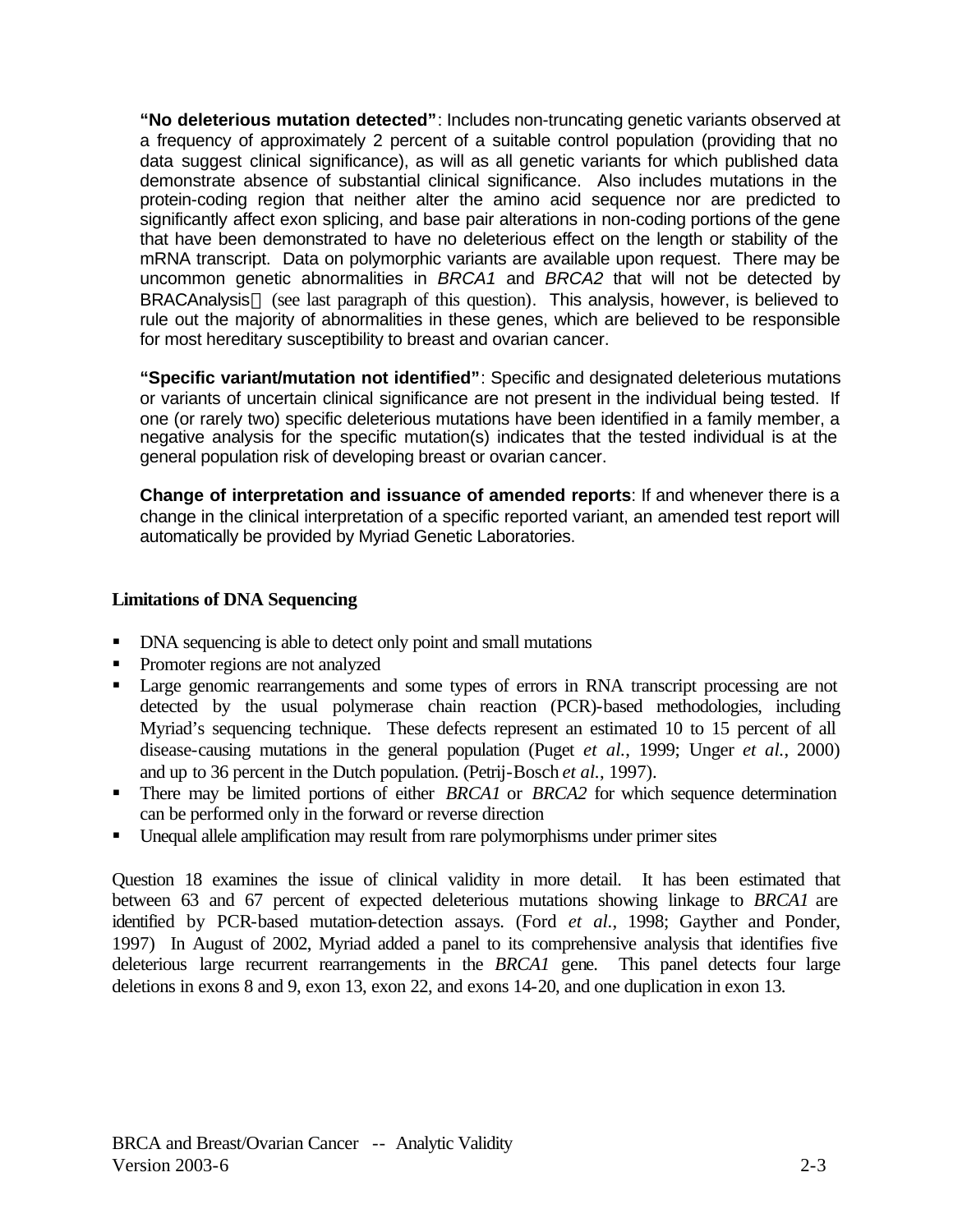**"No deleterious mutation detected"**: Includes non-truncating genetic variants observed at a frequency of approximately 2 percent of a suitable control population (providing that no data suggest clinical significance), as will as all genetic variants for which published data demonstrate absence of substantial clinical significance. Also includes mutations in the protein-coding region that neither alter the amino acid sequence nor are predicted to significantly affect exon splicing, and base pair alterations in non-coding portions of the gene that have been demonstrated to have no deleterious effect on the length or stability of the mRNA transcript. Data on polymorphic variants are available upon request. There may be uncommon genetic abnormalities in *BRCA1* and *BRCA2* that will not be detected by BRACAnalysis (see last paragraph of this question). This analysis, however, is believed to rule out the majority of abnormalities in these genes, which are believed to be responsible for most hereditary susceptibility to breast and ovarian cancer.

**"Specific variant/mutation not identified"**: Specific and designated deleterious mutations or variants of uncertain clinical significance are not present in the individual being tested. If one (or rarely two) specific deleterious mutations have been identified in a family member, a negative analysis for the specific mutation(s) indicates that the tested individual is at the general population risk of developing breast or ovarian cancer.

**Change of interpretation and issuance of amended reports**: If and whenever there is a change in the clinical interpretation of a specific reported variant, an amended test report will automatically be provided by Myriad Genetic Laboratories.

### Limitations of DNA Sequencing

- DNA sequencing is able to detect only point and small mutations
- Promoter regions are not analyzed
- Large genomic rearrangements and some types of errors in RNA transcript processing are not detected by the usual polymerase chain reaction (PCR)-based methodologies, including Myriad's sequencing technique. These defects represent an estimated 10 to 15 percent of all disease-causing mutations in the general population (Puget *et al.*, 1999; Unger *et al.*, 2000) and up to 36 percent in the Dutch population. (Petrij-Bosch *et al.*, 1997).
- There may be limited portions of either *BRCA1* or *BRCA2* for which sequence determination can be performed only in the forward or reverse direction
- Unequal allele amplification may result from rare polymorphisms under primer sites

Question 18 examines the issue of clinical validity in more detail. It has been estimated that between 63 and 67 percent of expected deleterious mutations showing linkage to *BRCA1* are identified by PCR-based mutation-detection assays. (Ford *et al.*, 1998; Gayther and Ponder, 1997) In August of 2002, Myriad added a panel to its comprehensive analysis that identifies five deleterious large recurrent rearrangements in the *BRCA1* gene. This panel detects four large deletions in exons 8 and 9, exon 13, exon 22, and exons 14-20, and one duplication in exon 13.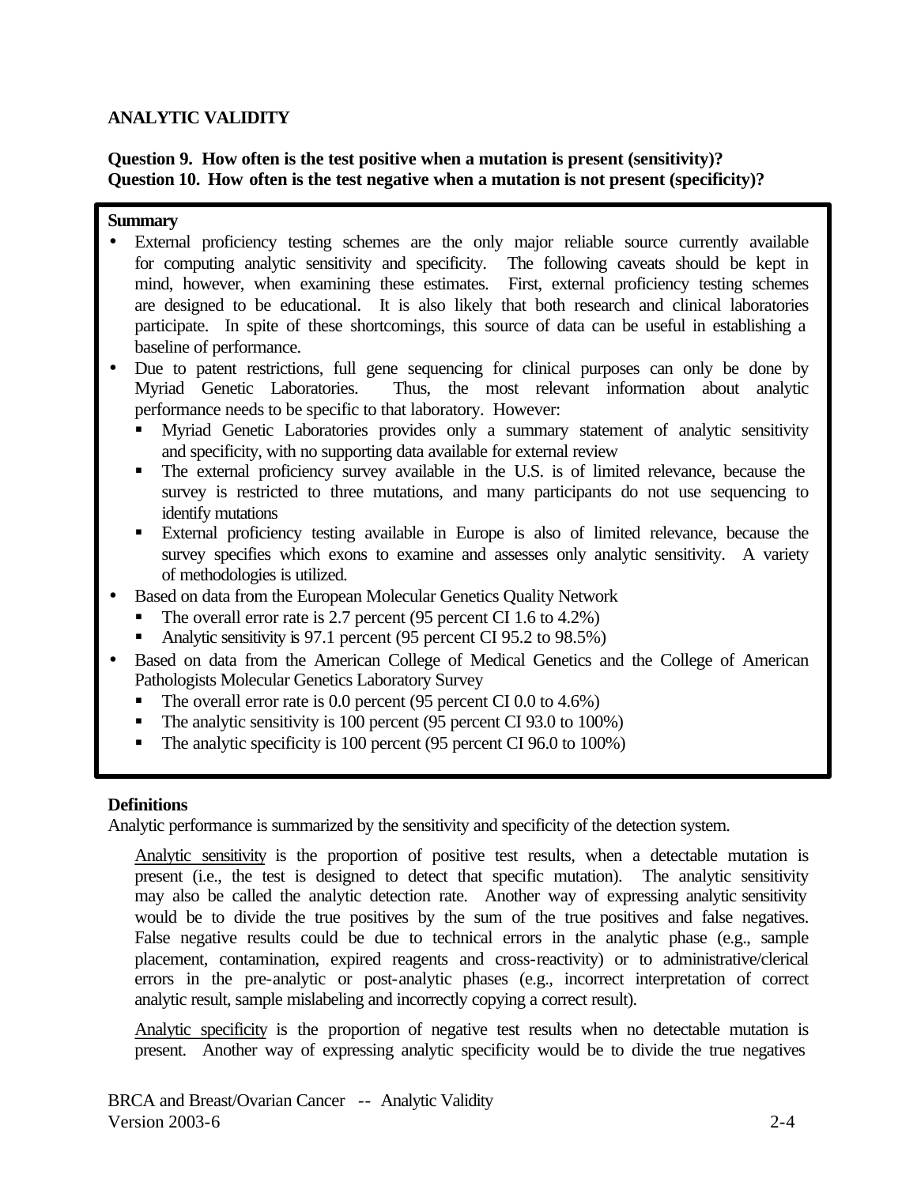## ANALYTIC VALIDITY

**Question 9. How often is the test positive when a mutation is present (sensitivity)?**
**Question 10. How often is the test negative when a mutation is not present (specificity)?**

**Summary**

- External proficiency testing schemes are the only major reliable source currently available for computing analytic sensitivity and specificity. The following caveats should be kept in mind, however, when examining these estimates. First, external proficiency testing schemes are designed to be educational. It is also likely that both research and clinical laboratories participate. In spite of these shortcomings, this source of data can be useful in establishing a baseline of performance.
- Due to patent restrictions, full gene sequencing for clinical purposes can only be done by Myriad Genetic Laboratories. Thus, the most relevant information about analytic performance needs to be specific to that laboratory. However:
  - Myriad Genetic Laboratories provides only a summary statement of analytic sensitivity and specificity, with no supporting data available for external review
  - The external proficiency survey available in the U.S. is of limited relevance, because the survey is restricted to three mutations, and many participants do not use sequencing to identify mutations
  - External proficiency testing available in Europe is also of limited relevance, because the survey specifies which exons to examine and assesses only analytic sensitivity. A variety of methodologies is utilized.
- Based on data from the European Molecular Genetics Quality Network
  - The overall error rate is 2.7 percent (95 percent CI 1.6 to 4.2%)
  - Analytic sensitivity is 97.1 percent (95 percent CI 95.2 to 98.5%)
- Based on data from the American College of Medical Genetics and the College of American Pathologists Molecular Genetics Laboratory Survey
  - The overall error rate is 0.0 percent (95 percent CI 0.0 to 4.6%)
  - The analytic sensitivity is 100 percent (95 percent CI 93.0 to 100%)
  - The analytic specificity is 100 percent (95 percent CI 96.0 to 100%)

**Definitions**

Analytic performance is summarized by the sensitivity and specificity of the detection system.

Analytic sensitivity is the proportion of positive test results, when a detectable mutation is present (i.e., the test is designed to detect that specific mutation). The analytic sensitivity may also be called the analytic detection rate. Another way of expressing analytic sensitivity would be to divide the true positives by the sum of the true positives and false negatives. False negative results could be due to technical errors in the analytic phase (e.g., sample placement, contamination, expired reagents and cross-reactivity) or to administrative/clerical errors in the pre-analytic or post-analytic phases (e.g., incorrect interpretation of correct analytic result, sample mislabeling and incorrectly copying a correct result).

Analytic specificity is the proportion of negative test results when no detectable mutation is present. Another way of expressing analytic specificity would be to divide the true negatives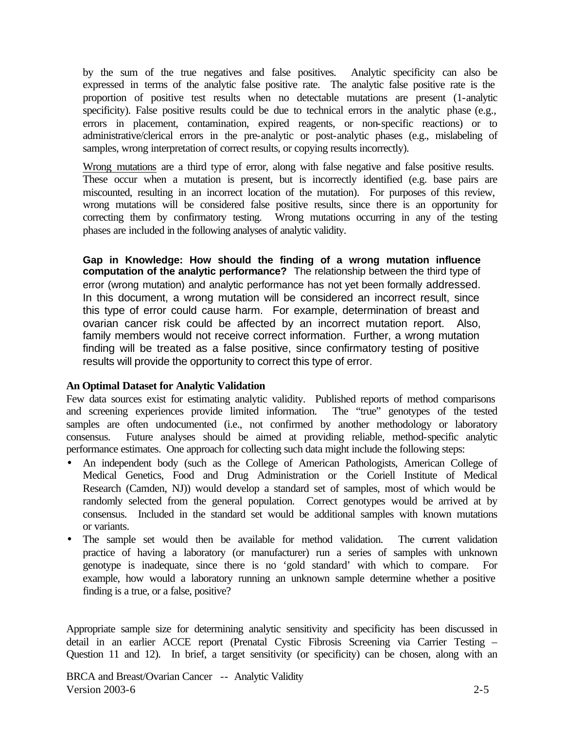by the sum of the true negatives and false positives. Analytic specificity can also be expressed in terms of the analytic false positive rate. The analytic false positive rate is the proportion of positive test results when no detectable mutations are present (1-analytic specificity). False positive results could be due to technical errors in the analytic phase (e.g., errors in placement, contamination, expired reagents, or non-specific reactions) or to administrative/clerical errors in the pre-analytic or post-analytic phases (e.g., mislabeling of samples, wrong interpretation of correct results, or copying results incorrectly).

<u>Wrong mutations</u> are a third type of error, along with false negative and false positive results. These occur when a mutation is present, but is incorrectly identified (e.g. base pairs are miscounted, resulting in an incorrect location of the mutation). For purposes of this review, wrong mutations will be considered false positive results, since there is an opportunity for correcting them by confirmatory testing. Wrong mutations occurring in any of the testing phases are included in the following analyses of analytic validity.

**Gap in Knowledge: How should the finding of a wrong mutation influence computation of the analytic performance?** The relationship between the third type of error (wrong mutation) and analytic performance has not yet been formally addressed. In this document, a wrong mutation will be considered an incorrect result, since this type of error could cause harm. For example, determination of breast and ovarian cancer risk could be affected by an incorrect mutation report. Also, family members would not receive correct information. Further, a wrong mutation finding will be treated as a false positive, since confirmatory testing of positive results will provide the opportunity to correct this type of error.

**An Optimal Dataset for Analytic Validation**

Few data sources exist for estimating analytic validity. Published reports of method comparisons and screening experiences provide limited information. The "true" genotypes of the tested samples are often undocumented (i.e., not confirmed by another methodology or laboratory consensus. Future analyses should be aimed at providing reliable, method-specific analytic performance estimates. One approach for collecting such data might include the following steps:

- An independent body (such as the College of American Pathologists, American College of Medical Genetics, Food and Drug Administration or the Coriell Institute of Medical Research (Camden, NJ)) would develop a standard set of samples, most of which would be randomly selected from the general population. Correct genotypes would be arrived at by consensus. Included in the standard set would be additional samples with known mutations or variants.
- The sample set would then be available for method validation. The current validation practice of having a laboratory (or manufacturer) run a series of samples with unknown genotype is inadequate, since there is no 'gold standard' with which to compare. For example, how would a laboratory running an unknown sample determine whether a positive finding is a true, or a false, positive?

Appropriate sample size for determining analytic sensitivity and specificity has been discussed in detail in an earlier ACCE report (Prenatal Cystic Fibrosis Screening via Carrier Testing – Question 11 and 12). In brief, a target sensitivity (or specificity) can be chosen, along with an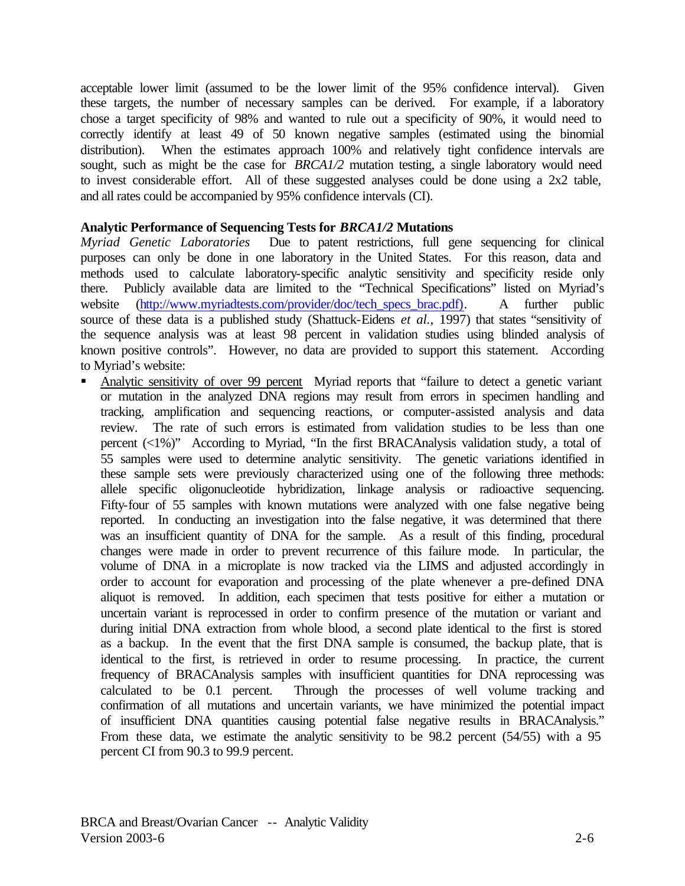acceptable lower limit (assumed to be the lower limit of the 95% confidence interval). Given these targets, the number of necessary samples can be derived. For example, if a laboratory chose a target specificity of 98% and wanted to rule out a specificity of 90%, it would need to correctly identify at least 49 of 50 known negative samples (estimated using the binomial distribution). When the estimates approach 100% and relatively tight confidence intervals are sought, such as might be the case for *BRCA1/2* mutation testing, a single laboratory would need to invest considerable effort. All of these suggested analyses could be done using a 2x2 table, and all rates could be accompanied by 95% confidence intervals (CI).

**Analytic Performance of Sequencing Tests for *BRCA1/2* Mutations**

*Myriad Genetic Laboratories* Due to patent restrictions, full gene sequencing for clinical purposes can only be done in one laboratory in the United States. For this reason, data and methods used to calculate laboratory-specific analytic sensitivity and specificity reside only there. Publicly available data are limited to the "Technical Specifications" listed on Myriad's website (http://www.myriadtests.com/provider/doc/tech_specs_brac.pdf). A further public source of these data is a published study (Shattuck-Eidens *et al.*, 1997) that states "sensitivity of the sequence analysis was at least 98 percent in validation studies using blinded analysis of known positive controls". However, no data are provided to support this statement. According to Myriad's website:

- Analytic sensitivity of over 99 percent Myriad reports that "failure to detect a genetic variant or mutation in the analyzed DNA regions may result from errors in specimen handling and tracking, amplification and sequencing reactions, or computer-assisted analysis and data review. The rate of such errors is estimated from validation studies to be less than one percent (<1%)" According to Myriad, "In the first BRACAnalysis validation study, a total of 55 samples were used to determine analytic sensitivity. The genetic variations identified in these sample sets were previously characterized using one of the following three methods: allele specific oligonucleotide hybridization, linkage analysis or radioactive sequencing. Fifty-four of 55 samples with known mutations were analyzed with one false negative being reported. In conducting an investigation into the false negative, it was determined that there was an insufficient quantity of DNA for the sample. As a result of this finding, procedural changes were made in order to prevent recurrence of this failure mode. In particular, the volume of DNA in a microplate is now tracked via the LIMS and adjusted accordingly in order to account for evaporation and processing of the plate whenever a pre-defined DNA aliquot is removed. In addition, each specimen that tests positive for either a mutation or uncertain variant is reprocessed in order to confirm presence of the mutation or variant and during initial DNA extraction from whole blood, a second plate identical to the first is stored as a backup. In the event that the first DNA sample is consumed, the backup plate, that is identical to the first, is retrieved in order to resume processing. In practice, the current frequency of BRACAnalysis samples with insufficient quantities for DNA reprocessing was calculated to be 0.1 percent. Through the processes of well volume tracking and confirmation of all mutations and uncertain variants, we have minimized the potential impact of insufficient DNA quantities causing potential false negative results in BRACAnalysis." From these data, we estimate the analytic sensitivity to be 98.2 percent (54/55) with a 95 percent CI from 90.3 to 99.9 percent.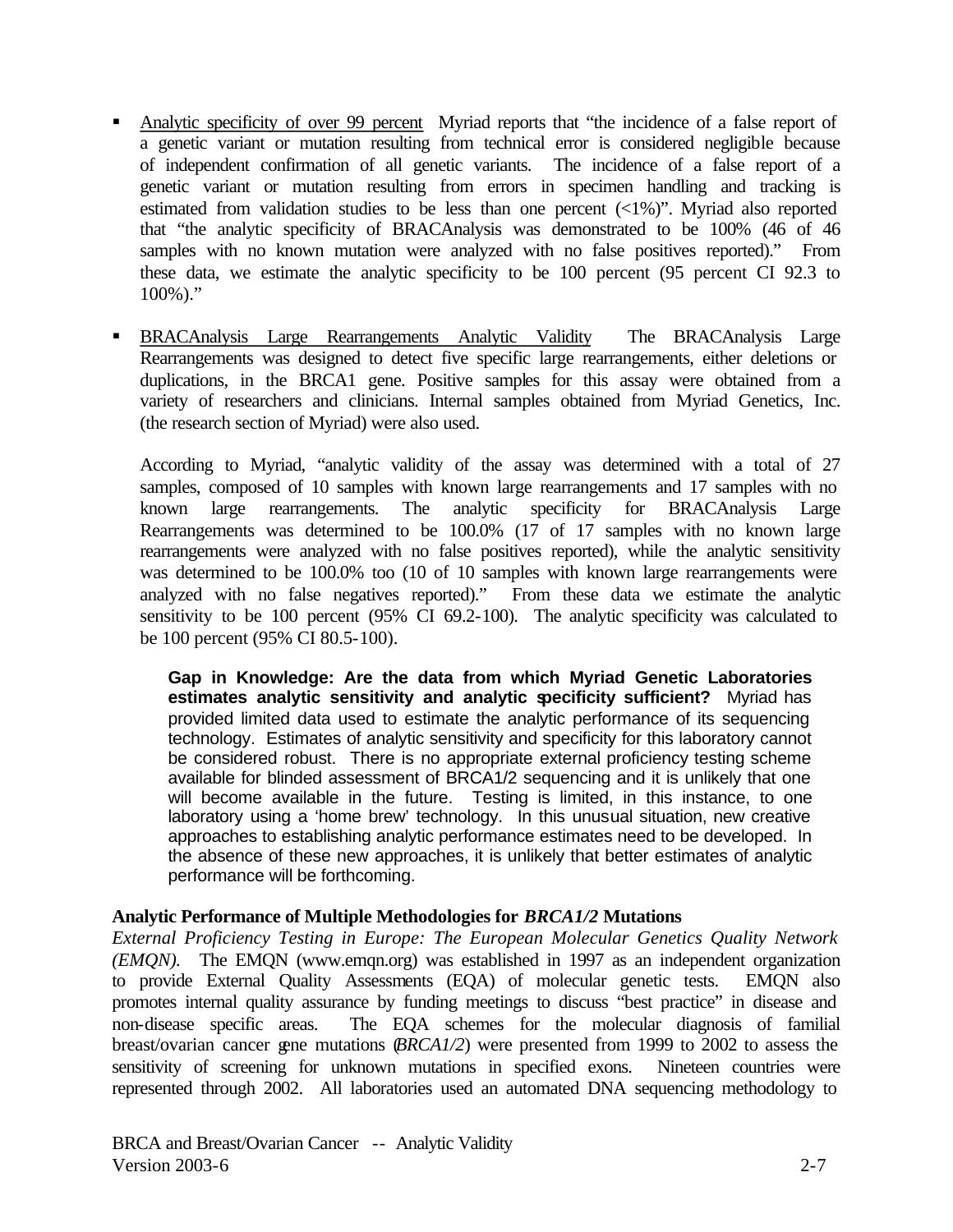- Analytic specificity of over 99 percent  Myriad reports that "the incidence of a false report of a genetic variant or mutation resulting from technical error is considered negligible because of independent confirmation of all genetic variants. The incidence of a false report of a genetic variant or mutation resulting from errors in specimen handling and tracking is estimated from validation studies to be less than one percent (<1%)". Myriad also reported that "the analytic specificity of BRACAnalysis was demonstrated to be 100% (46 of 46 samples with no known mutation were analyzed with no false positives reported)." From these data, we estimate the analytic specificity to be 100 percent (95 percent CI 92.3 to 100%)."

- BRACAnalysis Large Rearrangements Analytic Validity  The BRACAnalysis Large Rearrangements was designed to detect five specific large rearrangements, either deletions or duplications, in the BRCA1 gene. Positive samples for this assay were obtained from a variety of researchers and clinicians. Internal samples obtained from Myriad Genetics, Inc. (the research section of Myriad) were also used.

  According to Myriad, "analytic validity of the assay was determined with a total of 27 samples, composed of 10 samples with known large rearrangements and 17 samples with no known large rearrangements. The analytic specificity for BRACAnalysis Large Rearrangements was determined to be 100.0% (17 of 17 samples with no known large rearrangements were analyzed with no false positives reported), while the analytic sensitivity was determined to be 100.0% too (10 of 10 samples with known large rearrangements were analyzed with no false negatives reported)." From these data we estimate the analytic sensitivity to be 100 percent (95% CI 69.2-100). The analytic specificity was calculated to be 100 percent (95% CI 80.5-100).

  **Gap in Knowledge: Are the data from which Myriad Genetic Laboratories estimates analytic sensitivity and analytic specificity sufficient?** Myriad has provided limited data used to estimate the analytic performance of its sequencing technology. Estimates of analytic sensitivity and specificity for this laboratory cannot be considered robust. There is no appropriate external proficiency testing scheme available for blinded assessment of BRCA1/2 sequencing and it is unlikely that one will become available in the future. Testing is limited, in this instance, to one laboratory using a 'home brew' technology. In this unusual situation, new creative approaches to establishing analytic performance estimates need to be developed. In the absence of these new approaches, it is unlikely that better estimates of analytic performance will be forthcoming.

**Analytic Performance of Multiple Methodologies for *BRCA1/2* Mutations**

*External Proficiency Testing in Europe: The European Molecular Genetics Quality Network (EMQN).* The EMQN (www.emqn.org) was established in 1997 as an independent organization to provide External Quality Assessments (EQA) of molecular genetic tests. EMQN also promotes internal quality assurance by funding meetings to discuss "best practice" in disease and non-disease specific areas. The EQA schemes for the molecular diagnosis of familial breast/ovarian cancer gene mutations (*BRCA1/2*) were presented from 1999 to 2002 to assess the sensitivity of screening for unknown mutations in specified exons. Nineteen countries were represented through 2002. All laboratories used an automated DNA sequencing methodology to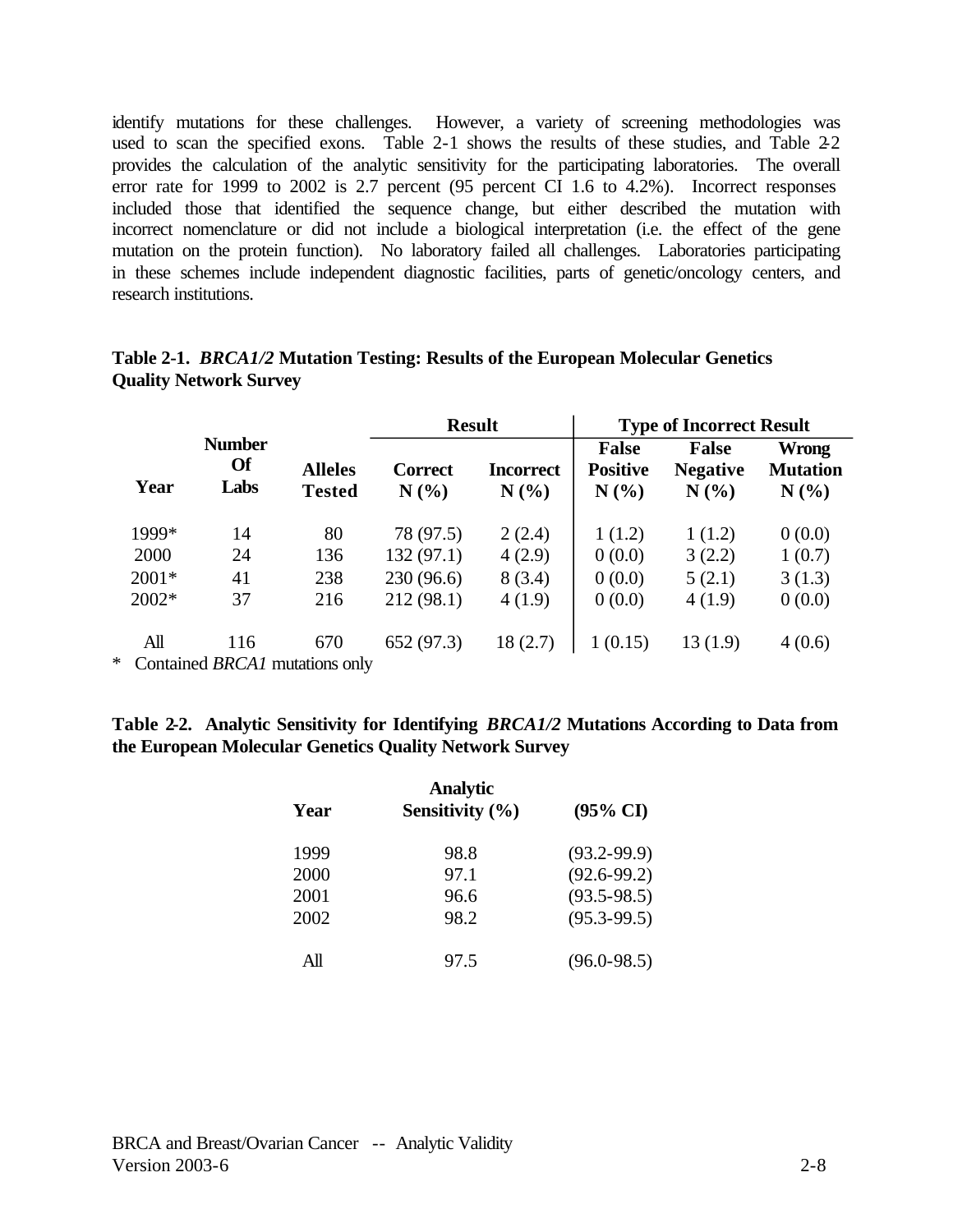identify mutations for these challenges. However, a variety of screening methodologies was used to scan the specified exons. Table 2-1 shows the results of these studies, and Table 2-2 provides the calculation of the analytic sensitivity for the participating laboratories. The overall error rate for 1999 to 2002 is 2.7 percent (95 percent CI 1.6 to 4.2%). Incorrect responses included those that identified the sequence change, but either described the mutation with incorrect nomenclature or did not include a biological interpretation (i.e. the effect of the gene mutation on the protein function). No laboratory failed all challenges. Laboratories participating in these schemes include independent diagnostic facilities, parts of genetic/oncology centers, and research institutions.

**Table 2-1. *BRCA1/2* Mutation Testing: Results of the European Molecular Genetics Quality Network Survey**

| | | | Result | | Type of Incorrect Result | | |
|---|---|---|---|---|---|---|---|
| **Year** | **Number Of Labs** | **Alleles Tested** | **Correct N (%)** | **Incorrect N (%)** | **False Positive N (%)** | **False Negative N (%)** | **Wrong Mutation N (%)** |
| 1999* | 14 | 80 | 78 (97.5) | 2 (2.4) | 1 (1.2) | 1 (1.2) | 0 (0.0) |
| 2000 | 24 | 136 | 132 (97.1) | 4 (2.9) | 0 (0.0) | 3 (2.2) | 1 (0.7) |
| 2001* | 41 | 238 | 230 (96.6) | 8 (3.4) | 0 (0.0) | 5 (2.1) | 3 (1.3) |
| 2002* | 37 | 216 | 212 (98.1) | 4 (1.9) | 0 (0.0) | 4 (1.9) | 0 (0.0) |
| All | 116 | 670 | 652 (97.3) | 18 (2.7) | 1 (0.15) | 13 (1.9) | 4 (0.6) |

\* Contained *BRCA1* mutations only

**Table 2-2. Analytic Sensitivity for Identifying *BRCA1/2* Mutations According to Data from the European Molecular Genetics Quality Network Survey**

| Year | Analytic Sensitivity (%) | (95% CI) |
|---|---|---|
| 1999 | 98.8 | (93.2-99.9) |
| 2000 | 97.1 | (92.6-99.2) |
| 2001 | 96.6 | (93.5-98.5) |
| 2002 | 98.2 | (95.3-99.5) |
| All | 97.5 | (96.0-98.5) |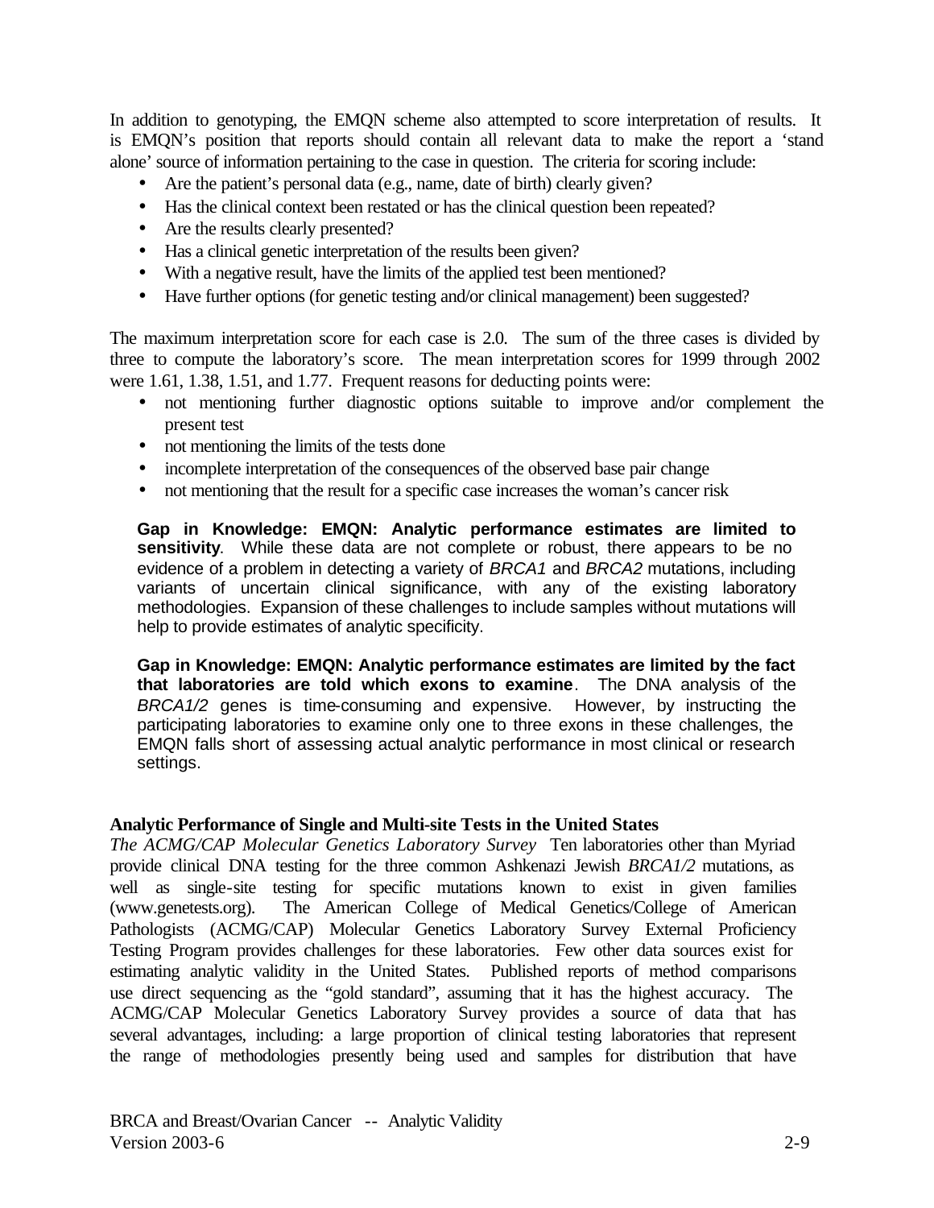In addition to genotyping, the EMQN scheme also attempted to score interpretation of results. It is EMQN's position that reports should contain all relevant data to make the report a 'stand alone' source of information pertaining to the case in question. The criteria for scoring include:

- Are the patient's personal data (e.g., name, date of birth) clearly given?
- Has the clinical context been restated or has the clinical question been repeated?
- Are the results clearly presented?
- Has a clinical genetic interpretation of the results been given?
- With a negative result, have the limits of the applied test been mentioned?
- Have further options (for genetic testing and/or clinical management) been suggested?

The maximum interpretation score for each case is 2.0. The sum of the three cases is divided by three to compute the laboratory's score. The mean interpretation scores for 1999 through 2002 were 1.61, 1.38, 1.51, and 1.77. Frequent reasons for deducting points were:

- not mentioning further diagnostic options suitable to improve and/or complement the present test
- not mentioning the limits of the tests done
- incomplete interpretation of the consequences of the observed base pair change
- not mentioning that the result for a specific case increases the woman's cancer risk

**Gap in Knowledge: EMQN: Analytic performance estimates are limited to sensitivity**. While these data are not complete or robust, there appears to be no evidence of a problem in detecting a variety of *BRCA1* and *BRCA2* mutations, including variants of uncertain clinical significance, with any of the existing laboratory methodologies. Expansion of these challenges to include samples without mutations will help to provide estimates of analytic specificity.

**Gap in Knowledge: EMQN: Analytic performance estimates are limited by the fact that laboratories are told which exons to examine**. The DNA analysis of the *BRCA1/2* genes is time-consuming and expensive. However, by instructing the participating laboratories to examine only one to three exons in these challenges, the EMQN falls short of assessing actual analytic performance in most clinical or research settings.

### Analytic Performance of Single and Multi-site Tests in the United States

*The ACMG/CAP Molecular Genetics Laboratory Survey* Ten laboratories other than Myriad provide clinical DNA testing for the three common Ashkenazi Jewish *BRCA1/2* mutations, as well as single-site testing for specific mutations known to exist in given families (www.genetests.org). The American College of Medical Genetics/College of American Pathologists (ACMG/CAP) Molecular Genetics Laboratory Survey External Proficiency Testing Program provides challenges for these laboratories. Few other data sources exist for estimating analytic validity in the United States. Published reports of method comparisons use direct sequencing as the "gold standard", assuming that it has the highest accuracy. The ACMG/CAP Molecular Genetics Laboratory Survey provides a source of data that has several advantages, including: a large proportion of clinical testing laboratories that represent the range of methodologies presently being used and samples for distribution that have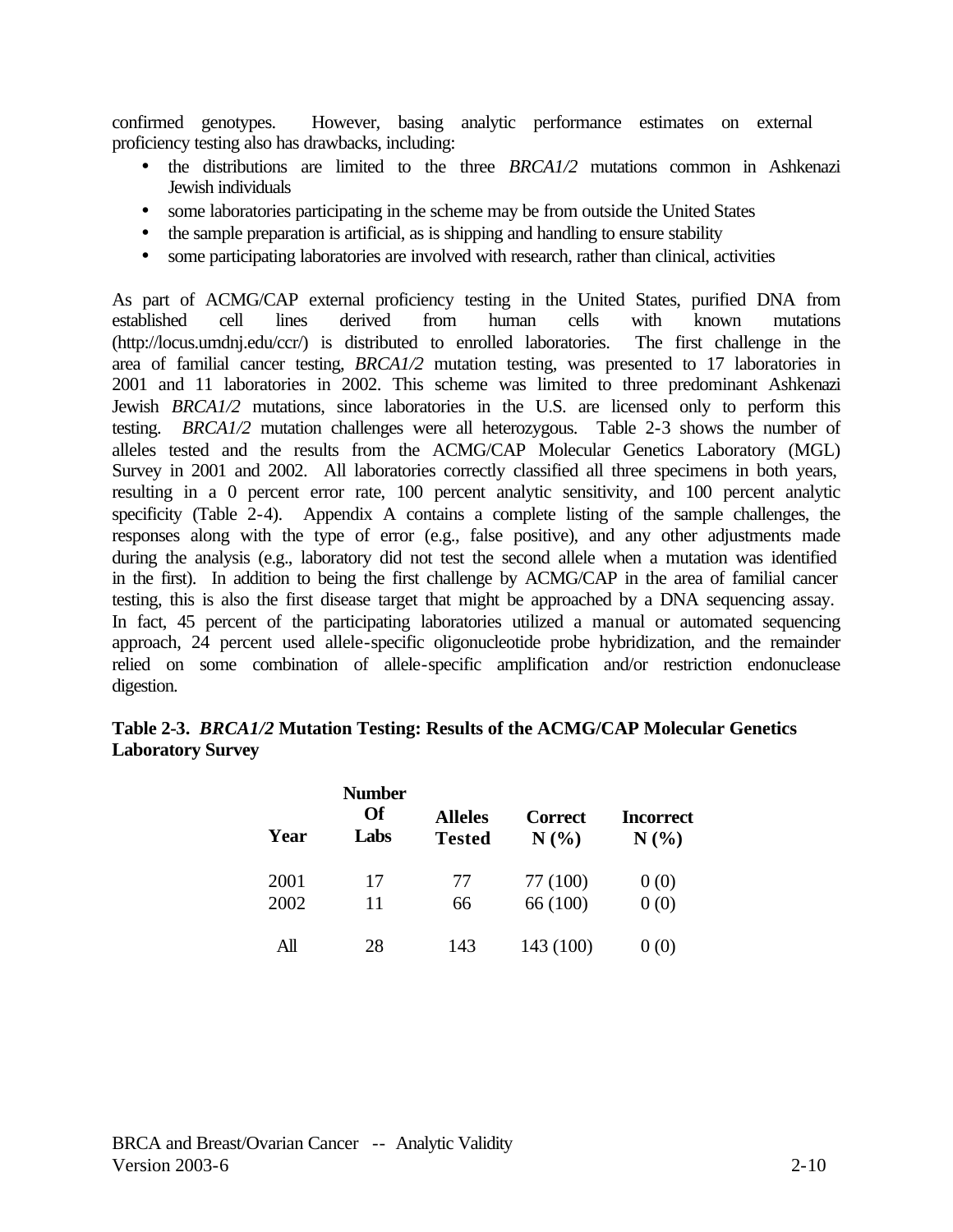confirmed genotypes. However, basing analytic performance estimates on external proficiency testing also has drawbacks, including:

- the distributions are limited to the three *BRCA1/2* mutations common in Ashkenazi Jewish individuals
- some laboratories participating in the scheme may be from outside the United States
- the sample preparation is artificial, as is shipping and handling to ensure stability
- some participating laboratories are involved with research, rather than clinical, activities

As part of ACMG/CAP external proficiency testing in the United States, purified DNA from established cell lines derived from human cells with known mutations (http://locus.umdnj.edu/ccr/) is distributed to enrolled laboratories. The first challenge in the area of familial cancer testing, *BRCA1/2* mutation testing, was presented to 17 laboratories in 2001 and 11 laboratories in 2002. This scheme was limited to three predominant Ashkenazi Jewish *BRCA1/2* mutations, since laboratories in the U.S. are licensed only to perform this testing. *BRCA1/2* mutation challenges were all heterozygous. Table 2-3 shows the number of alleles tested and the results from the ACMG/CAP Molecular Genetics Laboratory (MGL) Survey in 2001 and 2002. All laboratories correctly classified all three specimens in both years, resulting in a 0 percent error rate, 100 percent analytic sensitivity, and 100 percent analytic specificity (Table 2-4). Appendix A contains a complete listing of the sample challenges, the responses along with the type of error (e.g., false positive), and any other adjustments made during the analysis (e.g., laboratory did not test the second allele when a mutation was identified in the first). In addition to being the first challenge by ACMG/CAP in the area of familial cancer testing, this is also the first disease target that might be approached by a DNA sequencing assay. In fact, 45 percent of the participating laboratories utilized a manual or automated sequencing approach, 24 percent used allele-specific oligonucleotide probe hybridization, and the remainder relied on some combination of allele-specific amplification and/or restriction endonuclease digestion.

**Table 2-3. *BRCA1/2* Mutation Testing: Results of the ACMG/CAP Molecular Genetics Laboratory Survey**

| Year | Number Of Labs | Alleles Tested | Correct N (%) | Incorrect N (%) |
|---|---|---|---|---|
| 2001 | 17 | 77 | 77 (100) | 0 (0) |
| 2002 | 11 | 66 | 66 (100) | 0 (0) |
| All | 28 | 143 | 143 (100) | 0 (0) |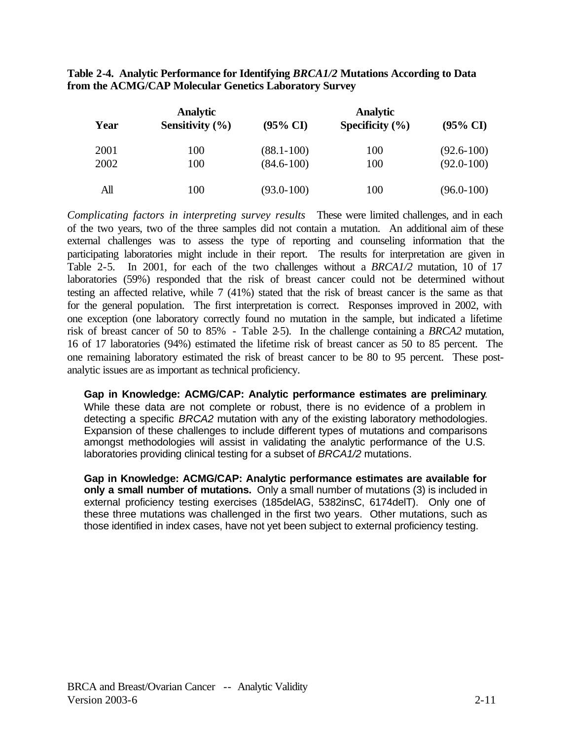**Table 2-4. Analytic Performance for Identifying *BRCA1/2* Mutations According to Data from the ACMG/CAP Molecular Genetics Laboratory Survey**

| Year | Analytic Sensitivity (%) | (95% CI) | Analytic Specificity (%) | (95% CI) |
|---|---|---|---|---|
| 2001 | 100 | (88.1-100) | 100 | (92.6-100) |
| 2002 | 100 | (84.6-100) | 100 | (92.0-100) |
| All | 100 | (93.0-100) | 100 | (96.0-100) |

*Complicating factors in interpreting survey results* These were limited challenges, and in each of the two years, two of the three samples did not contain a mutation. An additional aim of these external challenges was to assess the type of reporting and counseling information that the participating laboratories might include in their report. The results for interpretation are given in Table 2-5. In 2001, for each of the two challenges without a *BRCA1/2* mutation, 10 of 17 laboratories (59%) responded that the risk of breast cancer could not be determined without testing an affected relative, while 7 (41%) stated that the risk of breast cancer is the same as that for the general population. The first interpretation is correct. Responses improved in 2002, with one exception (one laboratory correctly found no mutation in the sample, but indicated a lifetime risk of breast cancer of 50 to 85% - Table 2-5). In the challenge containing a *BRCA2* mutation, 16 of 17 laboratories (94%) estimated the lifetime risk of breast cancer as 50 to 85 percent. The one remaining laboratory estimated the risk of breast cancer to be 80 to 95 percent. These post-analytic issues are as important as technical proficiency.

**Gap in Knowledge: ACMG/CAP: Analytic performance estimates are preliminary**. While these data are not complete or robust, there is no evidence of a problem in detecting a specific *BRCA2* mutation with any of the existing laboratory methodologies. Expansion of these challenges to include different types of mutations and comparisons amongst methodologies will assist in validating the analytic performance of the U.S. laboratories providing clinical testing for a subset of *BRCA1/2* mutations.

**Gap in Knowledge: ACMG/CAP: Analytic performance estimates are available for only a small number of mutations.** Only a small number of mutations (3) is included in external proficiency testing exercises (185delAG, 5382insC, 6174delT). Only one of these three mutations was challenged in the first two years. Other mutations, such as those identified in index cases, have not yet been subject to external proficiency testing.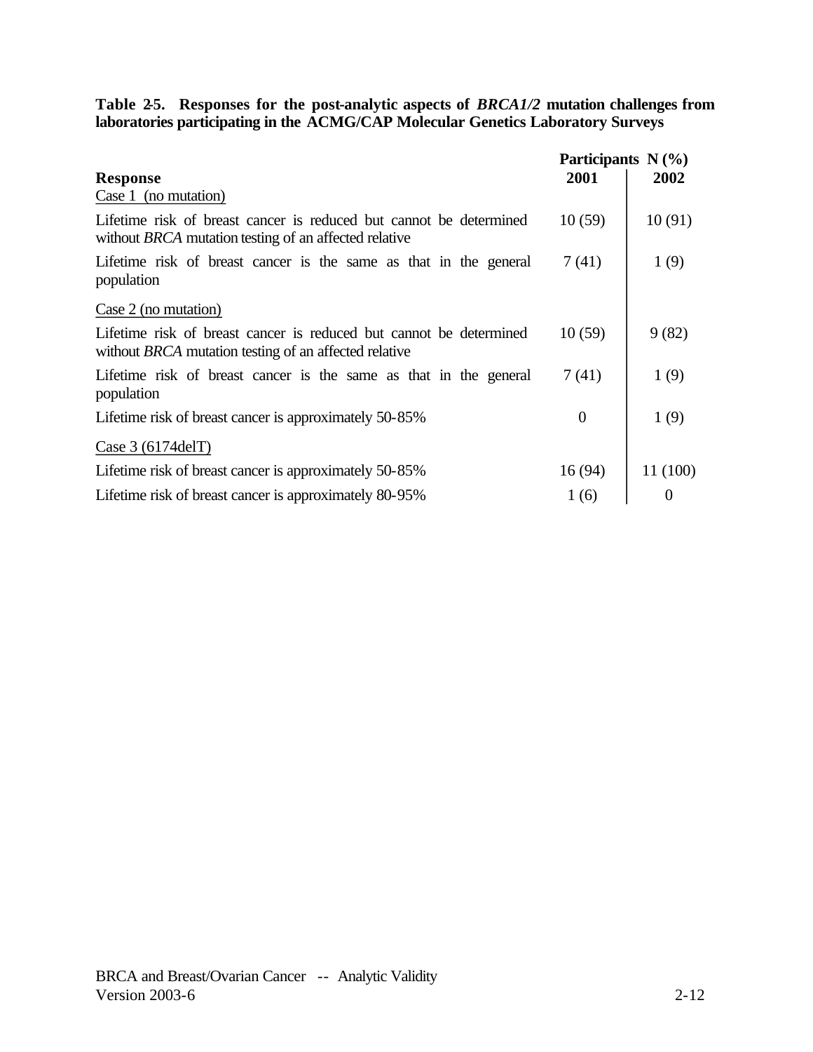**Table 2-5. Responses for the post-analytic aspects of *BRCA1/2* mutation challenges from laboratories participating in the ACMG/CAP Molecular Genetics Laboratory Surveys**

| Response | Participants N (%) | |
|---|---|---|
| | **2001** | **2002** |
| <u>Case 1 (no mutation)</u> | | |
| Lifetime risk of breast cancer is reduced but cannot be determined without *BRCA* mutation testing of an affected relative | 10 (59) | 10 (91) |
| Lifetime risk of breast cancer is the same as that in the general population | 7 (41) | 1 (9) |
| <u>Case 2 (no mutation)</u> | | |
| Lifetime risk of breast cancer is reduced but cannot be determined without *BRCA* mutation testing of an affected relative | 10 (59) | 9 (82) |
| Lifetime risk of breast cancer is the same as that in the general population | 7 (41) | 1 (9) |
| Lifetime risk of breast cancer is approximately 50-85% | 0 | 1 (9) |
| <u>Case 3 (6174delT)</u> | | |
| Lifetime risk of breast cancer is approximately 50-85% | 16 (94) | 11 (100) |
| Lifetime risk of breast cancer is approximately 80-95% | 1 (6) | 0 |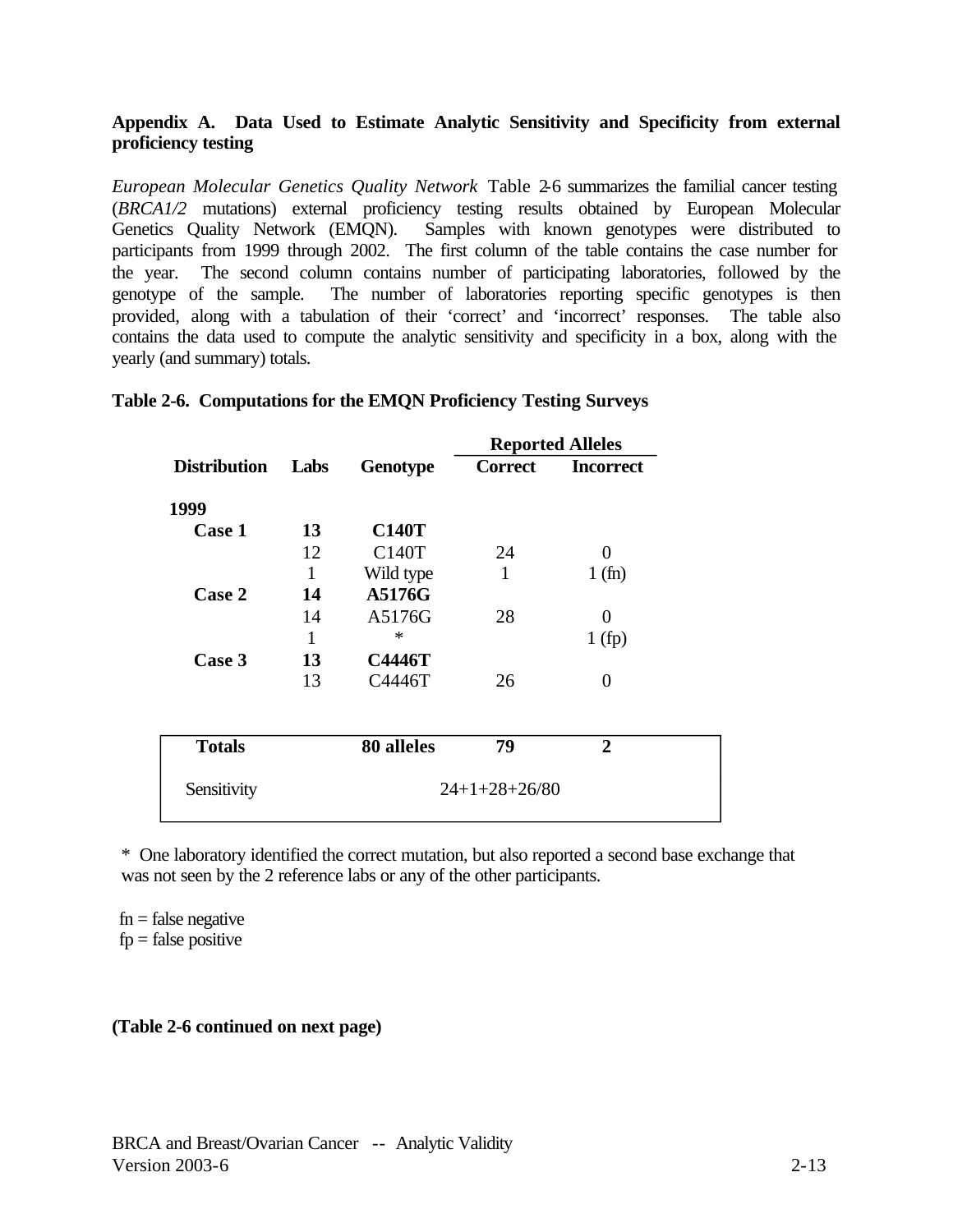**Appendix A. Data Used to Estimate Analytic Sensitivity and Specificity from external proficiency testing**

*European Molecular Genetics Quality Network* Table 2-6 summarizes the familial cancer testing (*BRCA1/2* mutations) external proficiency testing results obtained by European Molecular Genetics Quality Network (EMQN). Samples with known genotypes were distributed to participants from 1999 through 2002. The first column of the table contains the case number for the year. The second column contains number of participating laboratories, followed by the genotype of the sample. The number of laboratories reporting specific genotypes is then provided, along with a tabulation of their 'correct' and 'incorrect' responses. The table also contains the data used to compute the analytic sensitivity and specificity in a box, along with the yearly (and summary) totals.

**Table 2-6. Computations for the EMQN Proficiency Testing Surveys**

| | | | Reported Alleles | |
|---|---|---|---|---|
| **Distribution** | **Labs** | **Genotype** | **Correct** | **Incorrect** |
| **1999** | | | | |
| **Case 1** | **13** | **C140T** | | |
| | 12 | C140T | 24 | 0 |
| | 1 | Wild type | 1 | 1 (fn) |
| **Case 2** | **14** | **A5176G** | | |
| | 14 | A5176G | 28 | 0 |
| | 1 | * | | 1 (fp) |
| **Case 3** | **13** | **C4446T** | | |
| | 13 | C4446T | 26 | 0 |
| **Totals** | | **80 alleles** | **79** | **2** |
| Sensitivity | | | 24+1+28+26/80 | |

\* One laboratory identified the correct mutation, but also reported a second base exchange that was not seen by the 2 reference labs or any of the other participants.

fn = false negative
fp = false positive

**(Table 2-6 continued on next page)**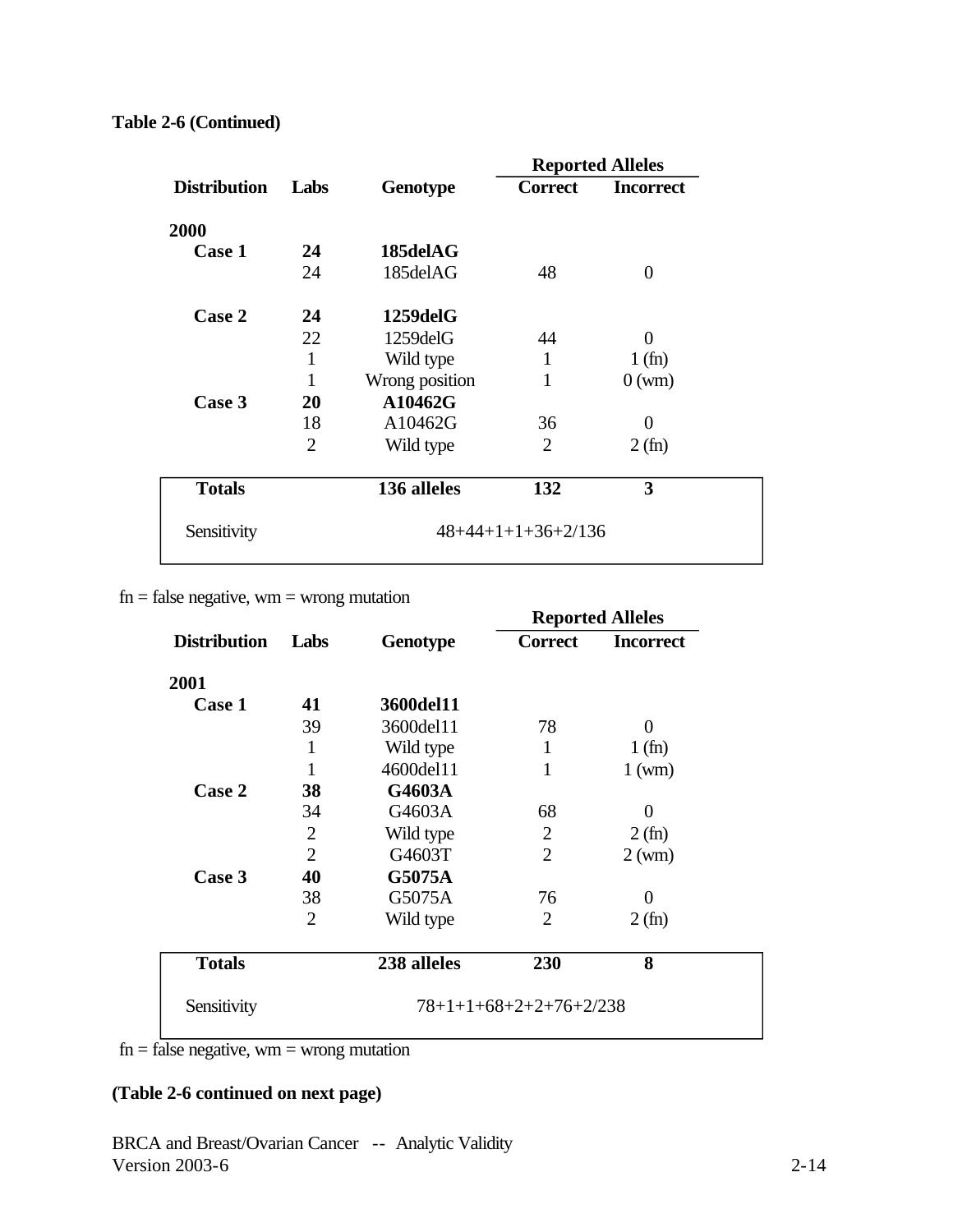**Table 2-6 (Continued)**

| Distribution | Labs | Genotype | Reported Alleles | |
|---|---|---|---|---|
| | | | **Correct** | **Incorrect** |
| **2000** | | | | |
| **Case 1** | **24** | **185delAG** | | |
| | 24 | 185delAG | 48 | 0 |
| **Case 2** | **24** | **1259delG** | | |
| | 22 | 1259delG | 44 | 0 |
| | 1 | Wild type | 1 | 1 (fn) |
| | 1 | Wrong position | 1 | 0 (wm) |
| **Case 3** | **20** | **A10462G** | | |
| | 18 | A10462G | 36 | 0 |
| | 2 | Wild type | 2 | 2 (fn) |
| **Totals** | | **136 alleles** | **132** | **3** |
| Sensitivity | | 48+44+1+1+36+2/136 | | |

fn = false negative, wm = wrong mutation

| Distribution | Labs | Genotype | Reported Alleles | |
|---|---|---|---|---|
| | | | **Correct** | **Incorrect** |
| **2001** | | | | |
| **Case 1** | **41** | **3600del11** | | |
| | 39 | 3600del11 | 78 | 0 |
| | 1 | Wild type | 1 | 1 (fn) |
| | 1 | 4600del11 | 1 | 1 (wm) |
| **Case 2** | **38** | **G4603A** | | |
| | 34 | G4603A | 68 | 0 |
| | 2 | Wild type | 2 | 2 (fn) |
| | 2 | G4603T | 2 | 2 (wm) |
| **Case 3** | **40** | **G5075A** | | |
| | 38 | G5075A | 76 | 0 |
| | 2 | Wild type | 2 | 2 (fn) |
| **Totals** | | **238 alleles** | **230** | **8** |
| Sensitivity | | 78+1+1+68+2+2+76+2/238 | | |

fn = false negative, wm = wrong mutation

**(Table 2-6 continued on next page)**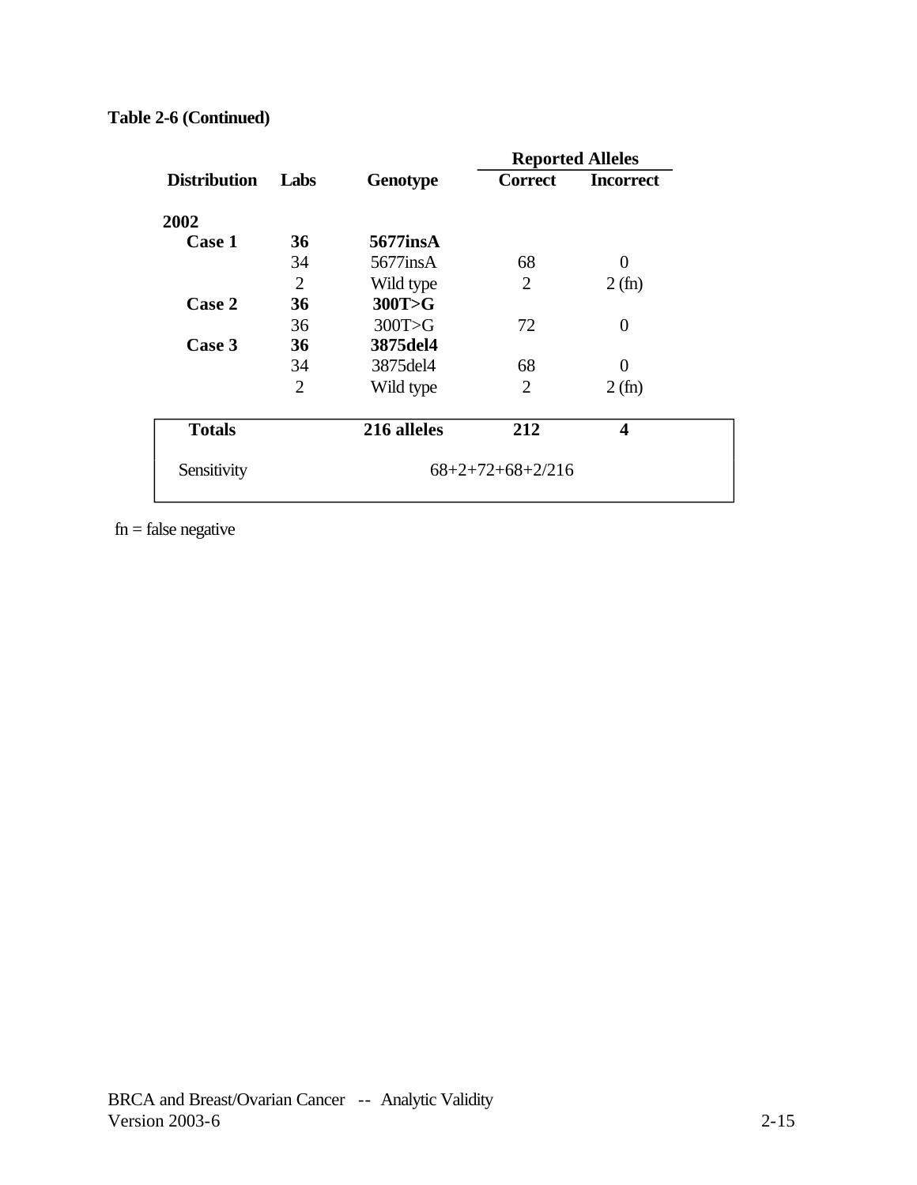**Table 2-6 (Continued)**

| Distribution | Labs | Genotype | Reported Alleles | |
|---|---|---|---|---|
| | | | **Correct** | **Incorrect** |
| **2002** | | | | |
| **Case 1** | **36** | **5677insA** | | |
| | 34 | 5677insA | 68 | 0 |
| | 2 | Wild type | 2 | 2 (fn) |
| **Case 2** | **36** | **300T>G** | | |
| | 36 | 300T>G | 72 | 0 |
| **Case 3** | **36** | **3875del4** | | |
| | 34 | 3875del4 | 68 | 0 |
| | 2 | Wild type | 2 | 2 (fn) |
| **Totals** | | **216 alleles** | **212** | **4** |
| Sensitivity | | 68+2+72+68+2/216 | | |

fn = false negative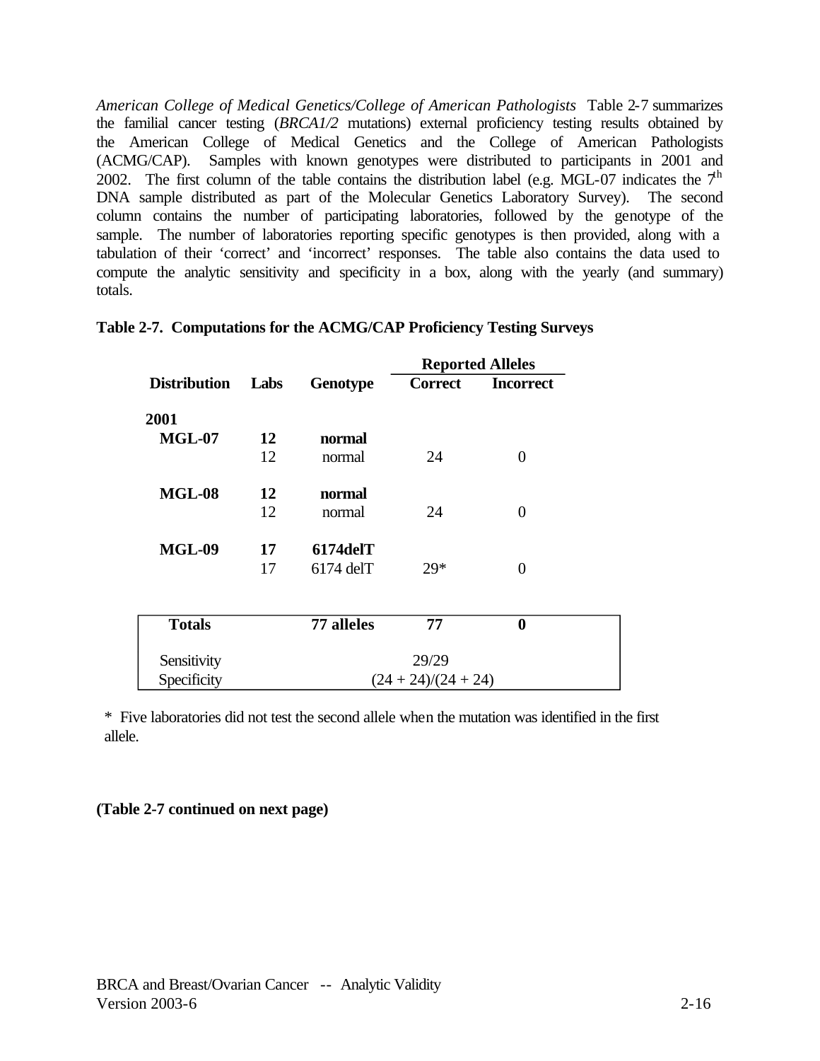*American College of Medical Genetics/College of American Pathologists* Table 2-7 summarizes the familial cancer testing (*BRCA1/2* mutations) external proficiency testing results obtained by the American College of Medical Genetics and the College of American Pathologists (ACMG/CAP). Samples with known genotypes were distributed to participants in 2001 and 2002. The first column of the table contains the distribution label (e.g. MGL-07 indicates the 7[th] DNA sample distributed as part of the Molecular Genetics Laboratory Survey). The second column contains the number of participating laboratories, followed by the genotype of the sample. The number of laboratories reporting specific genotypes is then provided, along with a tabulation of their 'correct' and 'incorrect' responses. The table also contains the data used to compute the analytic sensitivity and specificity in a box, along with the yearly (and summary) totals.

**Table 2-7. Computations for the ACMG/CAP Proficiency Testing Surveys**

| | | | Reported Alleles | |
|---|---|---|---|---|
| **Distribution** | **Labs** | **Genotype** | **Correct** | **Incorrect** |
| **2001** | | | | |
| **MGL-07** | **12** | **normal** | | |
| | 12 | normal | 24 | 0 |
| **MGL-08** | **12** | **normal** | | |
| | 12 | normal | 24 | 0 |
| **MGL-09** | **17** | **6174delT** | | |
| | 17 | 6174 delT | 29* | 0 |
| **Totals** | | **77 alleles** | **77** | **0** |
| Sensitivity | | | 29/29 | |
| Specificity | | | (24 + 24)/(24 + 24) | |

\* Five laboratories did not test the second allele when the mutation was identified in the first allele.

**(Table 2-7 continued on next page)**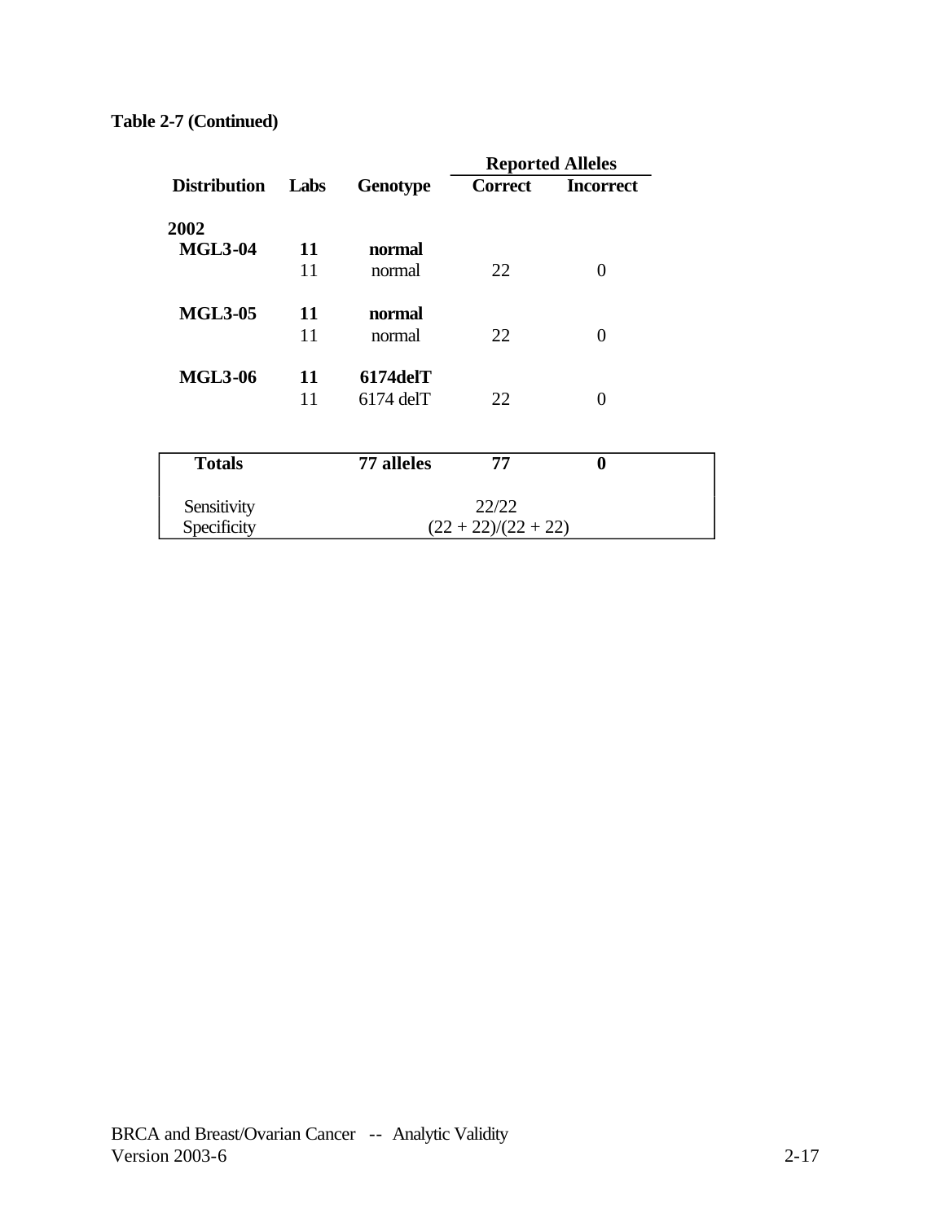**Table 2-7 (Continued)**

| Distribution | Labs | Genotype | Reported Alleles | |
|---|---|---|---|---|
| | | | **Correct** | **Incorrect** |
| **2002** | | | | |
| **MGL3-04** | **11** | **normal** | | |
| | 11 | normal | 22 | 0 |
| **MGL3-05** | **11** | **normal** | | |
| | 11 | normal | 22 | 0 |
| **MGL3-06** | **11** | **6174delT** | | |
| | 11 | 6174 delT | 22 | 0 |
| **Totals** | | **77 alleles** | **77** | **0** |
| Sensitivity | | 22/22 | | |
| Specificity | | (22 + 22)/(22 + 22) | | |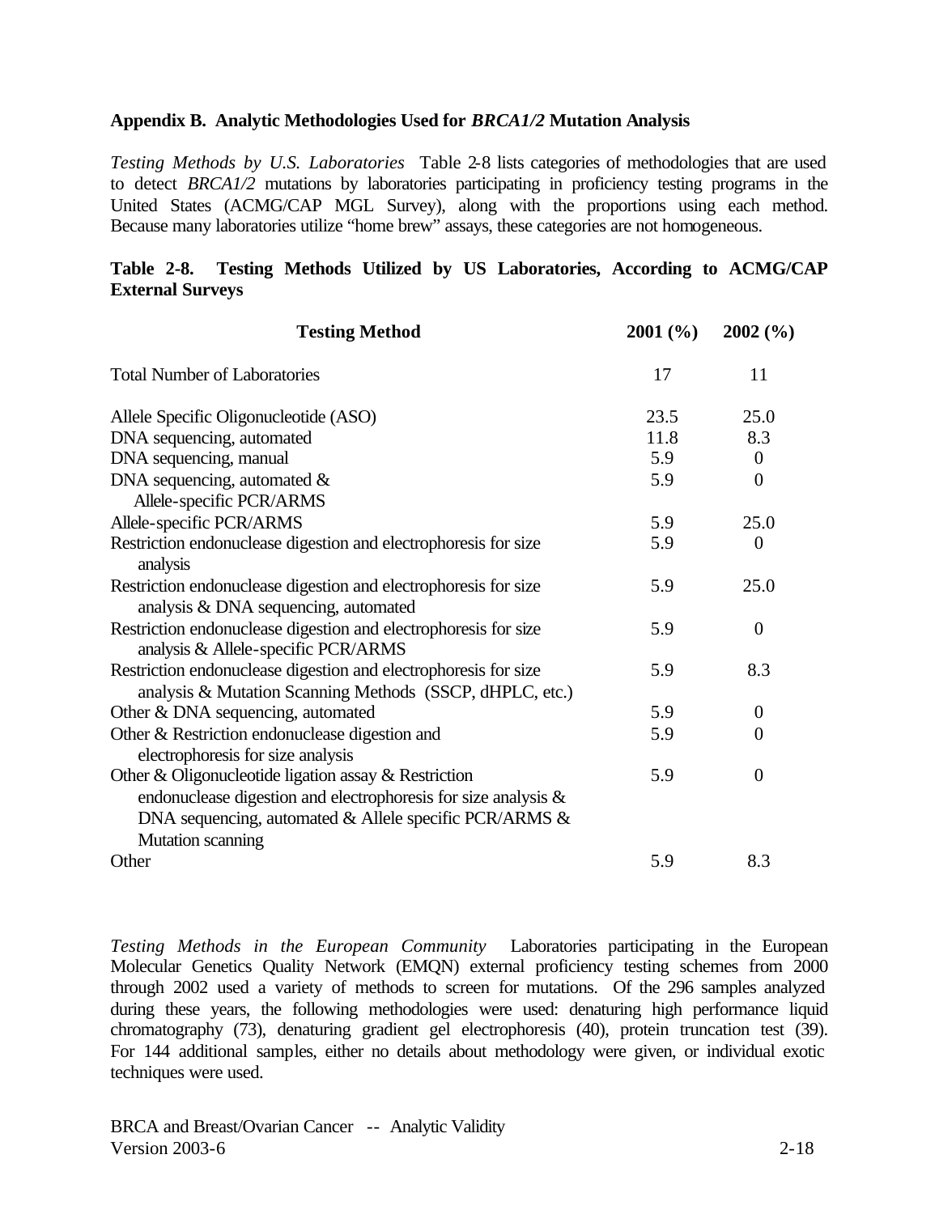## Appendix B. Analytic Methodologies Used for *BRCA1/2* Mutation Analysis

*Testing Methods by U.S. Laboratories* Table 2-8 lists categories of methodologies that are used to detect *BRCA1/2* mutations by laboratories participating in proficiency testing programs in the United States (ACMG/CAP MGL Survey), along with the proportions using each method. Because many laboratories utilize "home brew" assays, these categories are not homogeneous.

**Table 2-8. Testing Methods Utilized by US Laboratories, According to ACMG/CAP External Surveys**

| Testing Method | 2001 (%) | 2002 (%) |
|---|---|---|
| Total Number of Laboratories | 17 | 11 |
| Allele Specific Oligonucleotide (ASO) | 23.5 | 25.0 |
| DNA sequencing, automated | 11.8 | 8.3 |
| DNA sequencing, manual | 5.9 | 0 |
| DNA sequencing, automated & Allele-specific PCR/ARMS | 5.9 | 0 |
| Allele-specific PCR/ARMS | 5.9 | 25.0 |
| Restriction endonuclease digestion and electrophoresis for size analysis | 5.9 | 0 |
| Restriction endonuclease digestion and electrophoresis for size analysis & DNA sequencing, automated | 5.9 | 25.0 |
| Restriction endonuclease digestion and electrophoresis for size analysis & Allele-specific PCR/ARMS | 5.9 | 0 |
| Restriction endonuclease digestion and electrophoresis for size analysis & Mutation Scanning Methods (SSCP, dHPLC, etc.) | 5.9 | 8.3 |
| Other & DNA sequencing, automated | 5.9 | 0 |
| Other & Restriction endonuclease digestion and electrophoresis for size analysis | 5.9 | 0 |
| Other & Oligonucleotide ligation assay & Restriction endonuclease digestion and electrophoresis for size analysis & DNA sequencing, automated & Allele specific PCR/ARMS & Mutation scanning | 5.9 | 0 |
| Other | 5.9 | 8.3 |

*Testing Methods in the European Community* Laboratories participating in the European Molecular Genetics Quality Network (EMQN) external proficiency testing schemes from 2000 through 2002 used a variety of methods to screen for mutations. Of the 296 samples analyzed during these years, the following methodologies were used: denaturing high performance liquid chromatography (73), denaturing gradient gel electrophoresis (40), protein truncation test (39). For 144 additional samples, either no details about methodology were given, or individual exotic techniques were used.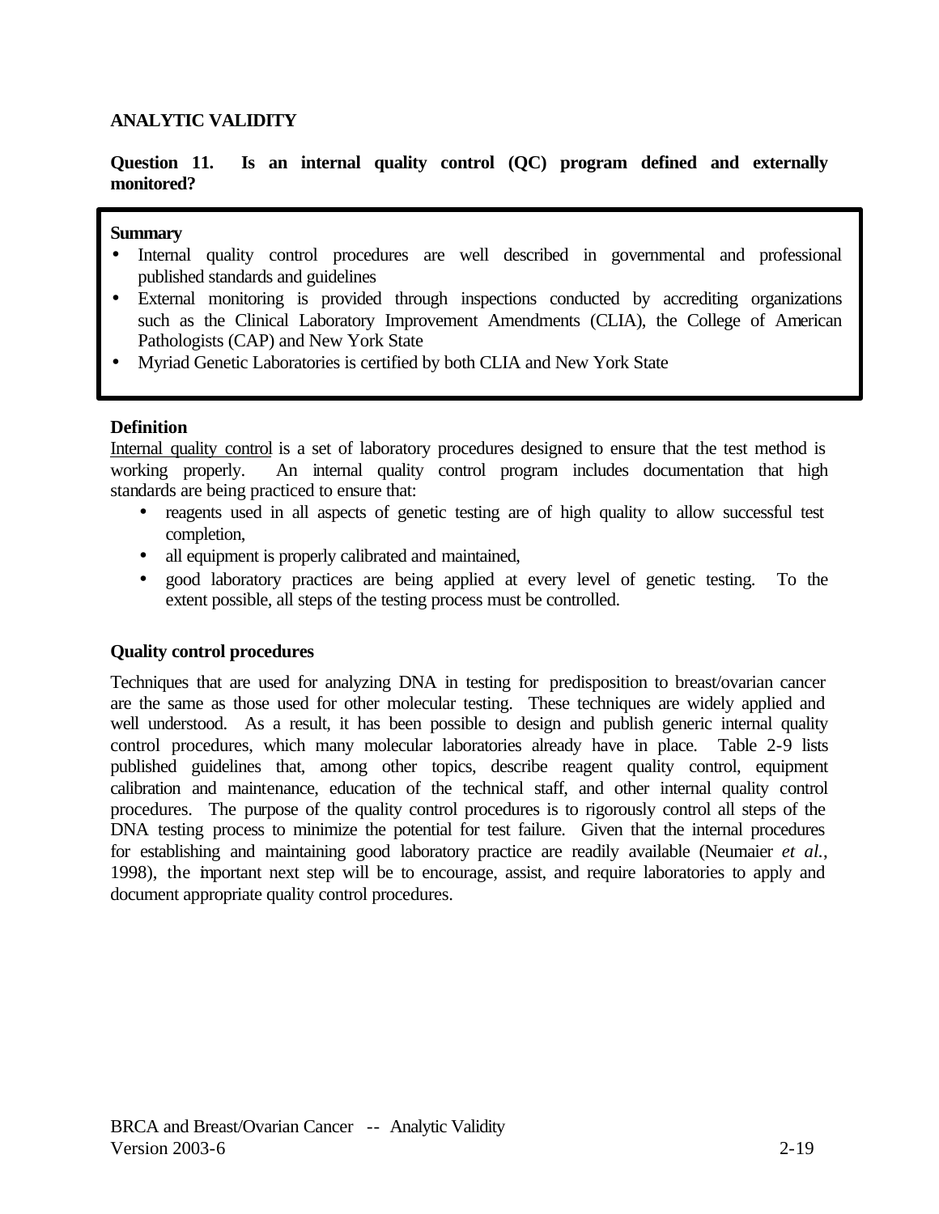## ANALYTIC VALIDITY

**Question 11. Is an internal quality control (QC) program defined and externally monitored?**

**Summary**

- Internal quality control procedures are well described in governmental and professional published standards and guidelines
- External monitoring is provided through inspections conducted by accrediting organizations such as the Clinical Laboratory Improvement Amendments (CLIA), the College of American Pathologists (CAP) and New York State
- Myriad Genetic Laboratories is certified by both CLIA and New York State

**Definition**

Internal quality control is a set of laboratory procedures designed to ensure that the test method is working properly. An internal quality control program includes documentation that high standards are being practiced to ensure that:

- reagents used in all aspects of genetic testing are of high quality to allow successful test completion,
- all equipment is properly calibrated and maintained,
- good laboratory practices are being applied at every level of genetic testing. To the extent possible, all steps of the testing process must be controlled.

**Quality control procedures**

Techniques that are used for analyzing DNA in testing for predisposition to breast/ovarian cancer are the same as those used for other molecular testing. These techniques are widely applied and well understood. As a result, it has been possible to design and publish generic internal quality control procedures, which many molecular laboratories already have in place. Table 2-9 lists published guidelines that, among other topics, describe reagent quality control, equipment calibration and maintenance, education of the technical staff, and other internal quality control procedures. The purpose of the quality control procedures is to rigorously control all steps of the DNA testing process to minimize the potential for test failure. Given that the internal procedures for establishing and maintaining good laboratory practice are readily available (Neumaier *et al.*, 1998), the important next step will be to encourage, assist, and require laboratories to apply and document appropriate quality control procedures.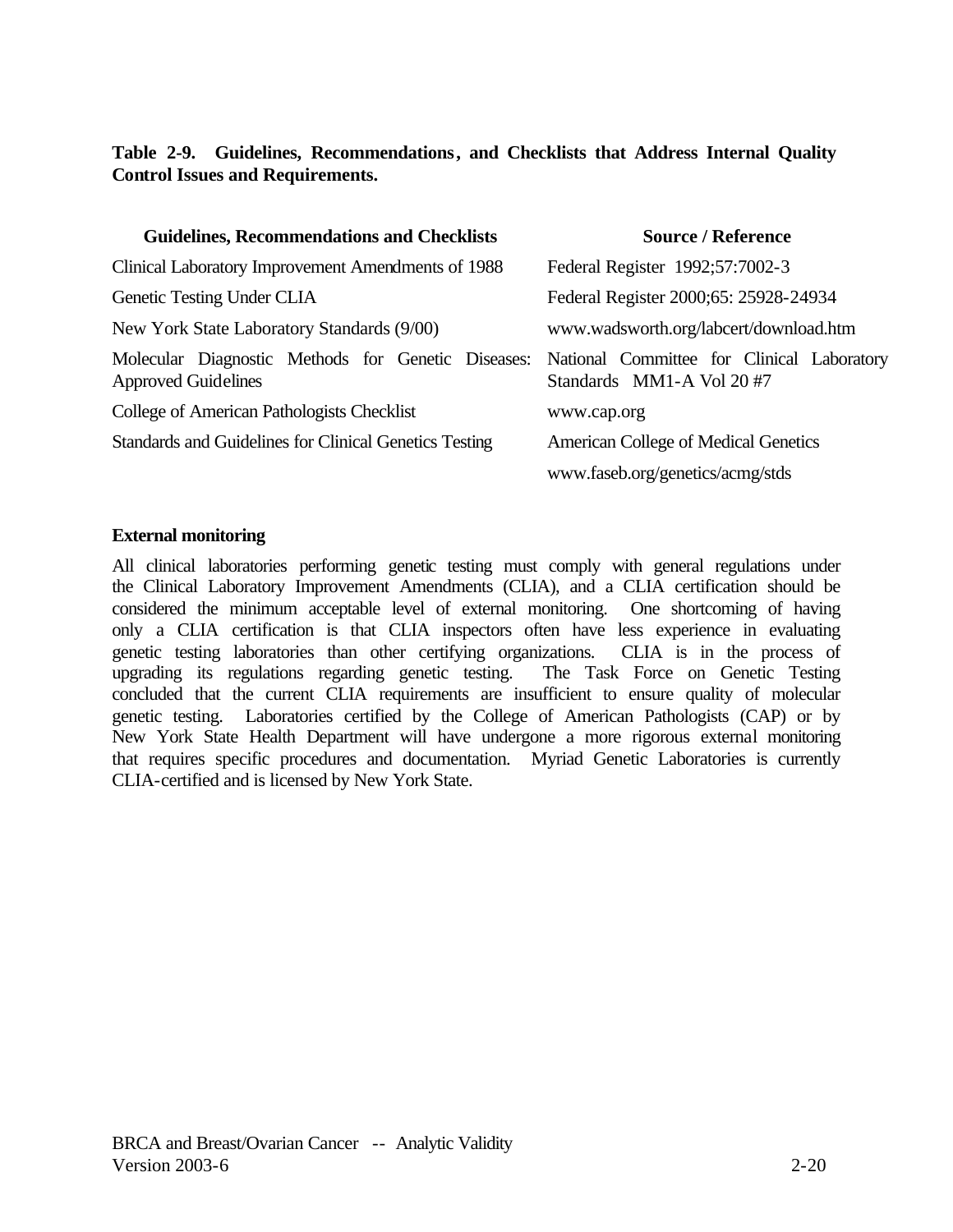**Table 2-9. Guidelines, Recommendations, and Checklists that Address Internal Quality Control Issues and Requirements.**

| Guidelines, Recommendations and Checklists | Source / Reference |
|---|---|
| Clinical Laboratory Improvement Amendments of 1988 | Federal Register 1992;57:7002-3 |
| Genetic Testing Under CLIA | Federal Register 2000;65: 25928-24934 |
| New York State Laboratory Standards (9/00) | www.wadsworth.org/labcert/download.htm |
| Molecular Diagnostic Methods for Genetic Diseases: Approved Guidelines | National Committee for Clinical Laboratory Standards MM1-A Vol 20 #7 |
| College of American Pathologists Checklist | www.cap.org |
| Standards and Guidelines for Clinical Genetics Testing | American College of Medical Genetics<br>www.faseb.org/genetics/acmg/stds |

**External monitoring**

All clinical laboratories performing genetic testing must comply with general regulations under the Clinical Laboratory Improvement Amendments (CLIA), and a CLIA certification should be considered the minimum acceptable level of external monitoring. One shortcoming of having only a CLIA certification is that CLIA inspectors often have less experience in evaluating genetic testing laboratories than other certifying organizations. CLIA is in the process of upgrading its regulations regarding genetic testing. The Task Force on Genetic Testing concluded that the current CLIA requirements are insufficient to ensure quality of molecular genetic testing. Laboratories certified by the College of American Pathologists (CAP) or by New York State Health Department will have undergone a more rigorous external monitoring that requires specific procedures and documentation. Myriad Genetic Laboratories is currently CLIA-certified and is licensed by New York State.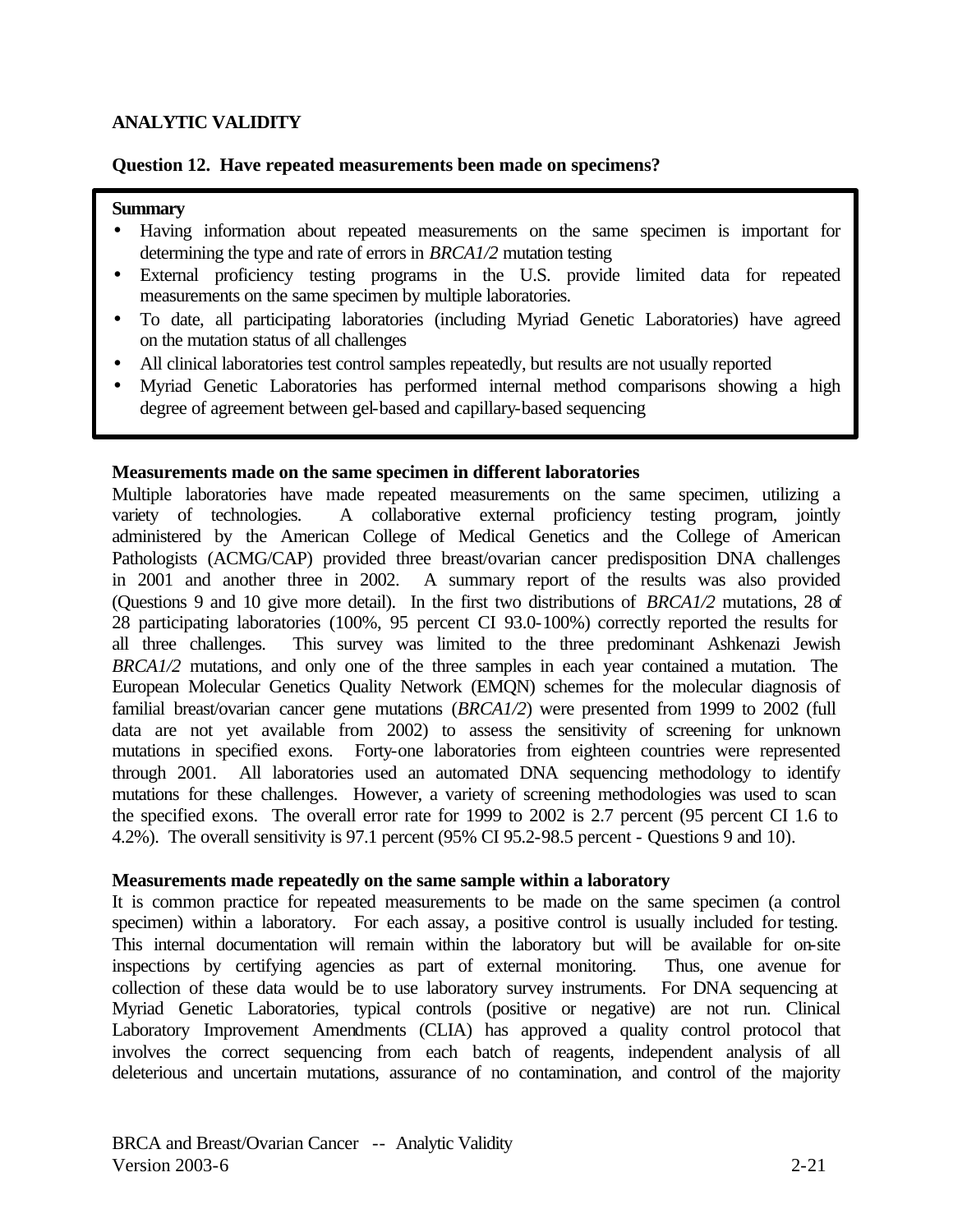**ANALYTIC VALIDITY**

**Question 12. Have repeated measurements been made on specimens?**

**Summary**

- Having information about repeated measurements on the same specimen is important for determining the type and rate of errors in *BRCA1/2* mutation testing
- External proficiency testing programs in the U.S. provide limited data for repeated measurements on the same specimen by multiple laboratories.
- To date, all participating laboratories (including Myriad Genetic Laboratories) have agreed on the mutation status of all challenges
- All clinical laboratories test control samples repeatedly, but results are not usually reported
- Myriad Genetic Laboratories has performed internal method comparisons showing a high degree of agreement between gel-based and capillary-based sequencing

**Measurements made on the same specimen in different laboratories**

Multiple laboratories have made repeated measurements on the same specimen, utilizing a variety of technologies. A collaborative external proficiency testing program, jointly administered by the American College of Medical Genetics and the College of American Pathologists (ACMG/CAP) provided three breast/ovarian cancer predisposition DNA challenges in 2001 and another three in 2002. A summary report of the results was also provided (Questions 9 and 10 give more detail). In the first two distributions of *BRCA1/2* mutations, 28 of 28 participating laboratories (100%, 95 percent CI 93.0-100%) correctly reported the results for all three challenges. This survey was limited to the three predominant Ashkenazi Jewish *BRCA1/2* mutations, and only one of the three samples in each year contained a mutation. The European Molecular Genetics Quality Network (EMQN) schemes for the molecular diagnosis of familial breast/ovarian cancer gene mutations (*BRCA1/2*) were presented from 1999 to 2002 (full data are not yet available from 2002) to assess the sensitivity of screening for unknown mutations in specified exons. Forty-one laboratories from eighteen countries were represented through 2001. All laboratories used an automated DNA sequencing methodology to identify mutations for these challenges. However, a variety of screening methodologies was used to scan the specified exons. The overall error rate for 1999 to 2002 is 2.7 percent (95 percent CI 1.6 to 4.2%). The overall sensitivity is 97.1 percent (95% CI 95.2-98.5 percent - Questions 9 and 10).

**Measurements made repeatedly on the same sample within a laboratory**

It is common practice for repeated measurements to be made on the same specimen (a control specimen) within a laboratory. For each assay, a positive control is usually included for testing. This internal documentation will remain within the laboratory but will be available for on-site inspections by certifying agencies as part of external monitoring. Thus, one avenue for collection of these data would be to use laboratory survey instruments. For DNA sequencing at Myriad Genetic Laboratories, typical controls (positive or negative) are not run. Clinical Laboratory Improvement Amendments (CLIA) has approved a quality control protocol that involves the correct sequencing from each batch of reagents, independent analysis of all deleterious and uncertain mutations, assurance of no contamination, and control of the majority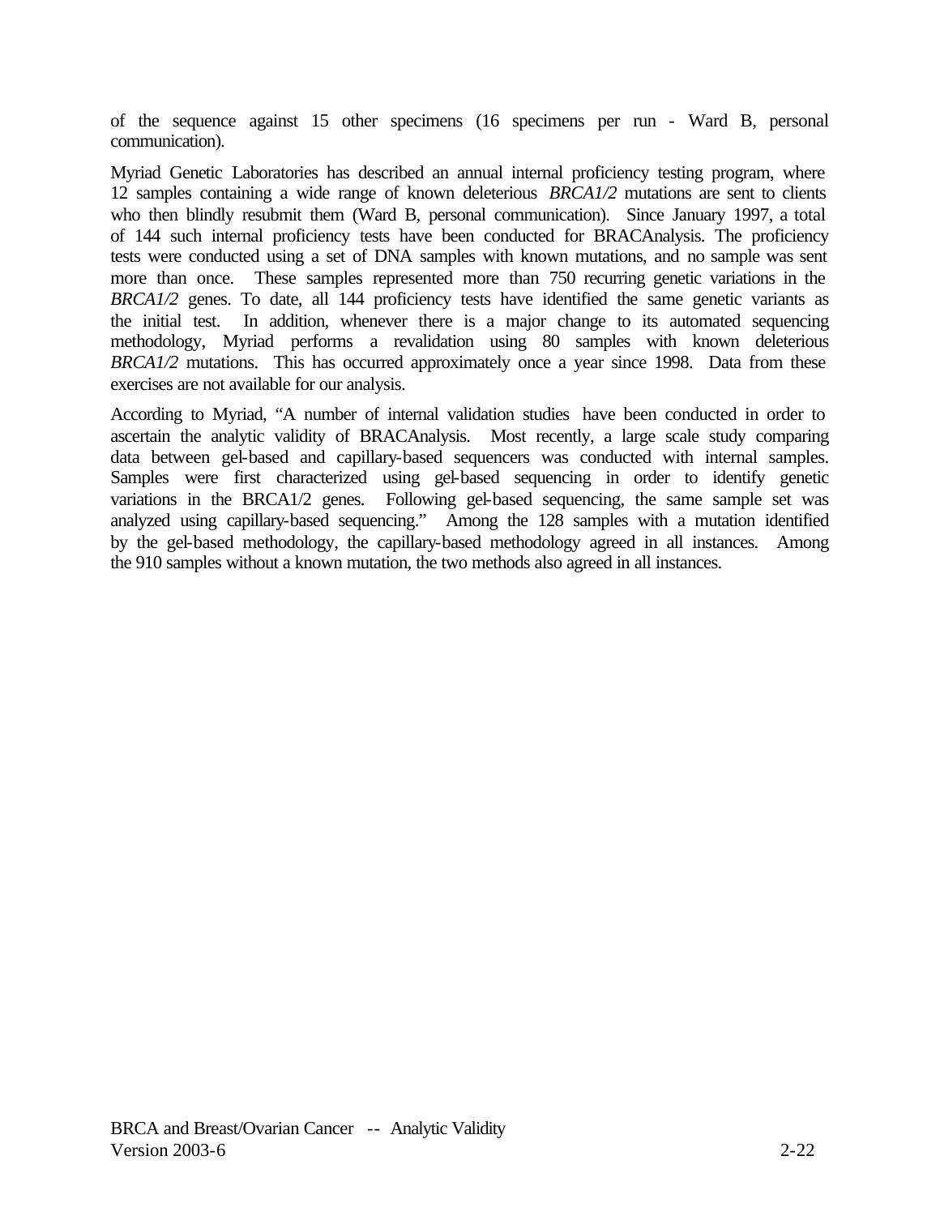of the sequence against 15 other specimens (16 specimens per run - Ward B, personal communication).

Myriad Genetic Laboratories has described an annual internal proficiency testing program, where 12 samples containing a wide range of known deleterious *BRCA1/2* mutations are sent to clients who then blindly resubmit them (Ward B, personal communication). Since January 1997, a total of 144 such internal proficiency tests have been conducted for BRACAnalysis. The proficiency tests were conducted using a set of DNA samples with known mutations, and no sample was sent more than once. These samples represented more than 750 recurring genetic variations in the *BRCA1/2* genes. To date, all 144 proficiency tests have identified the same genetic variants as the initial test. In addition, whenever there is a major change to its automated sequencing methodology, Myriad performs a revalidation using 80 samples with known deleterious *BRCA1/2* mutations. This has occurred approximately once a year since 1998. Data from these exercises are not available for our analysis.

According to Myriad, "A number of internal validation studies have been conducted in order to ascertain the analytic validity of BRACAnalysis. Most recently, a large scale study comparing data between gel-based and capillary-based sequencers was conducted with internal samples. Samples were first characterized using gel-based sequencing in order to identify genetic variations in the BRCA1/2 genes. Following gel-based sequencing, the same sample set was analyzed using capillary-based sequencing." Among the 128 samples with a mutation identified by the gel-based methodology, the capillary-based methodology agreed in all instances. Among the 910 samples without a known mutation, the two methods also agreed in all instances.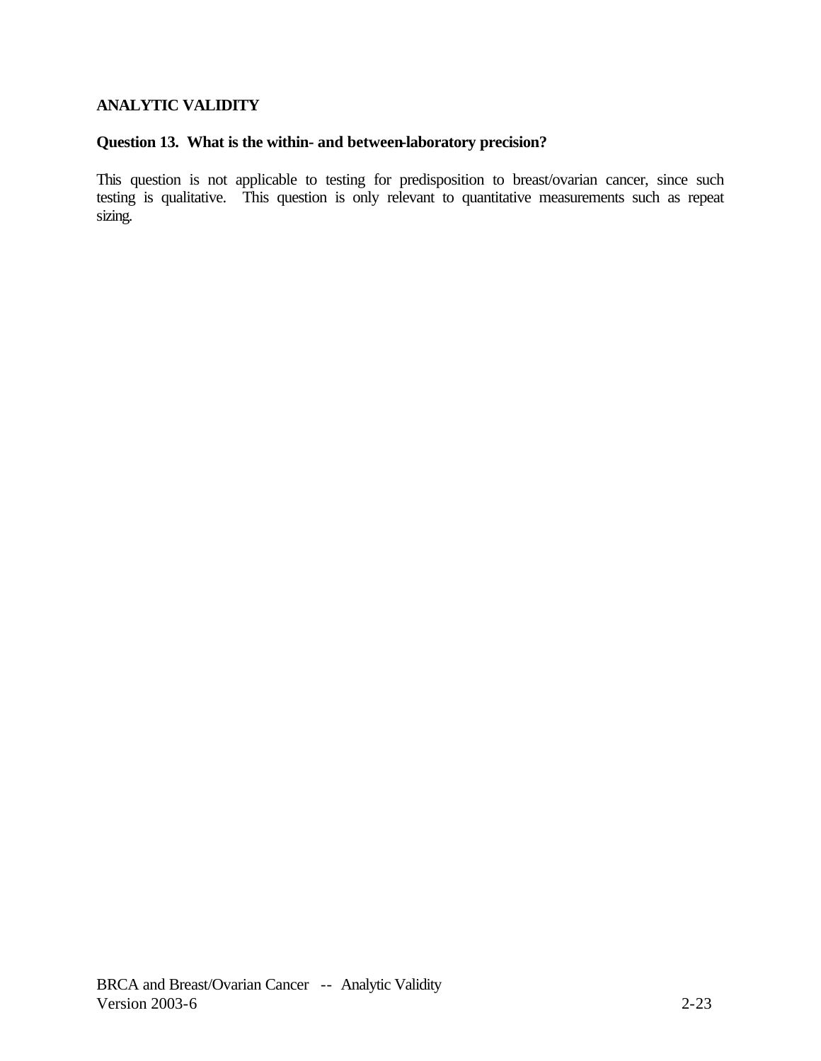## ANALYTIC VALIDITY

### Question 13. What is the within- and between-laboratory precision?

This question is not applicable to testing for predisposition to breast/ovarian cancer, since such testing is qualitative. This question is only relevant to quantitative measurements such as repeat sizing.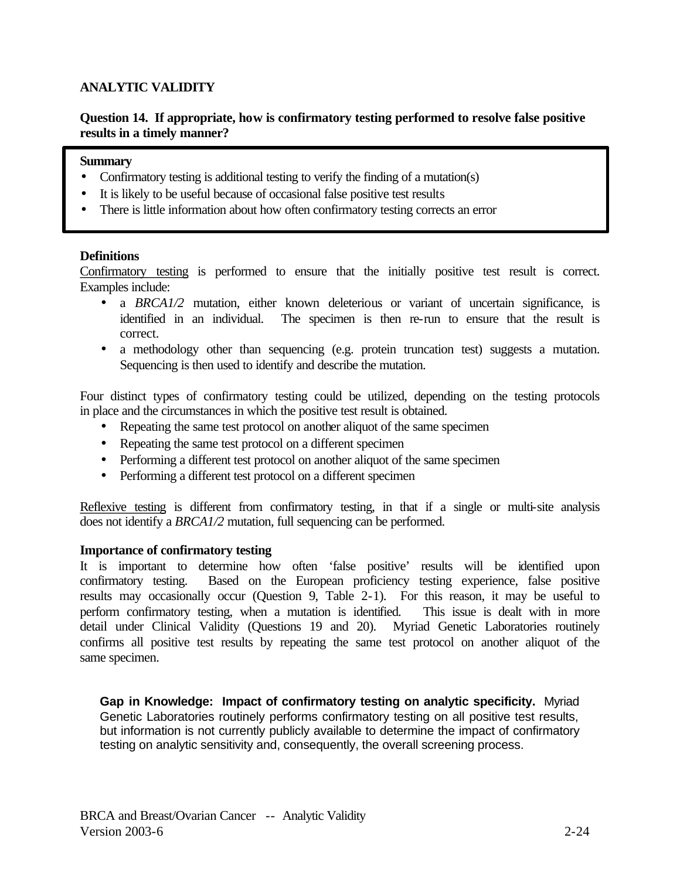## ANALYTIC VALIDITY

### Question 14. If appropriate, how is confirmatory testing performed to resolve false positive results in a timely manner?

**Summary**

- Confirmatory testing is additional testing to verify the finding of a mutation(s)
- It is likely to be useful because of occasional false positive test results
- There is little information about how often confirmatory testing corrects an error

**Definitions**

Confirmatory testing is performed to ensure that the initially positive test result is correct. Examples include:

- a *BRCA1/2* mutation, either known deleterious or variant of uncertain significance, is identified in an individual. The specimen is then re-run to ensure that the result is correct.
- a methodology other than sequencing (e.g. protein truncation test) suggests a mutation. Sequencing is then used to identify and describe the mutation.

Four distinct types of confirmatory testing could be utilized, depending on the testing protocols in place and the circumstances in which the positive test result is obtained.

- Repeating the same test protocol on another aliquot of the same specimen
- Repeating the same test protocol on a different specimen
- Performing a different test protocol on another aliquot of the same specimen
- Performing a different test protocol on a different specimen

Reflexive testing is different from confirmatory testing, in that if a single or multi-site analysis does not identify a *BRCA1/2* mutation, full sequencing can be performed.

**Importance of confirmatory testing**

It is important to determine how often 'false positive' results will be identified upon confirmatory testing. Based on the European proficiency testing experience, false positive results may occasionally occur (Question 9, Table 2-1). For this reason, it may be useful to perform confirmatory testing, when a mutation is identified. This issue is dealt with in more detail under Clinical Validity (Questions 19 and 20). Myriad Genetic Laboratories routinely confirms all positive test results by repeating the same test protocol on another aliquot of the same specimen.

**Gap in Knowledge: Impact of confirmatory testing on analytic specificity.** Myriad Genetic Laboratories routinely performs confirmatory testing on all positive test results, but information is not currently publicly available to determine the impact of confirmatory testing on analytic sensitivity and, consequently, the overall screening process.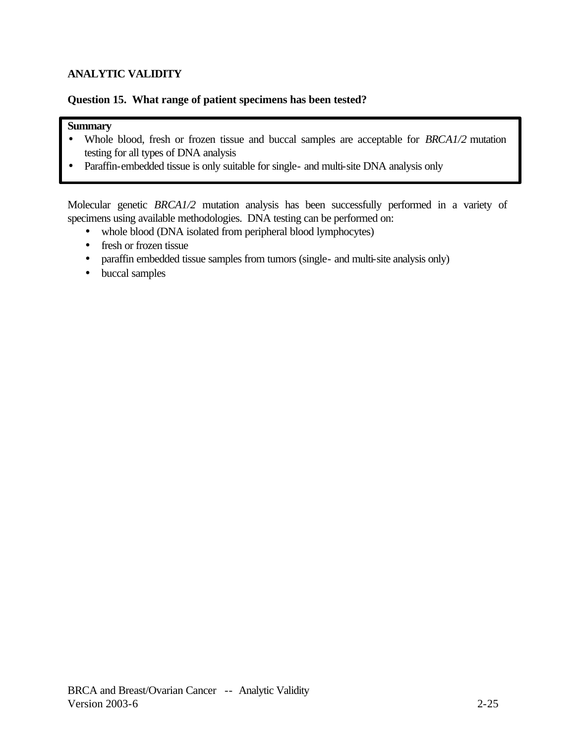## ANALYTIC VALIDITY

### Question 15. What range of patient specimens has been tested?

**Summary**

- Whole blood, fresh or frozen tissue and buccal samples are acceptable for *BRCA1/2* mutation testing for all types of DNA analysis
- Paraffin-embedded tissue is only suitable for single- and multi-site DNA analysis only

Molecular genetic *BRCA1/2* mutation analysis has been successfully performed in a variety of specimens using available methodologies. DNA testing can be performed on:

- whole blood (DNA isolated from peripheral blood lymphocytes)
- fresh or frozen tissue
- paraffin embedded tissue samples from tumors (single- and multi-site analysis only)
- buccal samples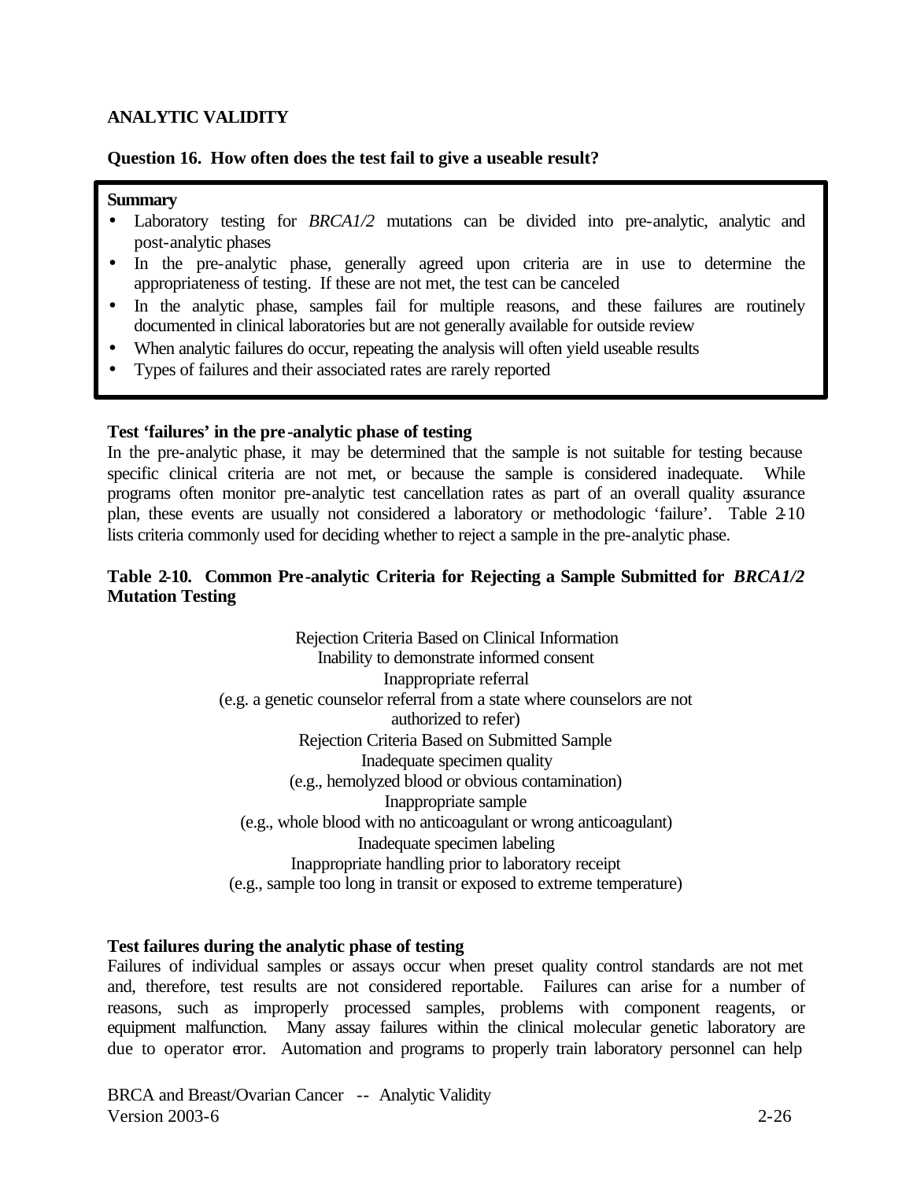## ANALYTIC VALIDITY

### Question 16. How often does the test fail to give a useable result?

**Summary**

- Laboratory testing for *BRCA1/2* mutations can be divided into pre-analytic, analytic and post-analytic phases
- In the pre-analytic phase, generally agreed upon criteria are in use to determine the appropriateness of testing. If these are not met, the test can be canceled
- In the analytic phase, samples fail for multiple reasons, and these failures are routinely documented in clinical laboratories but are not generally available for outside review
- When analytic failures do occur, repeating the analysis will often yield useable results
- Types of failures and their associated rates are rarely reported

**Test 'failures' in the pre-analytic phase of testing**

In the pre-analytic phase, it may be determined that the sample is not suitable for testing because specific clinical criteria are not met, or because the sample is considered inadequate. While programs often monitor pre-analytic test cancellation rates as part of an overall quality assurance plan, these events are usually not considered a laboratory or methodologic 'failure'. Table 2-10 lists criteria commonly used for deciding whether to reject a sample in the pre-analytic phase.

**Table 2-10. Common Pre-analytic Criteria for Rejecting a Sample Submitted for *BRCA1/2* Mutation Testing**

| Rejection Criteria Based on Clinical Information |
|---|
| Inability to demonstrate informed consent |
| Inappropriate referral (e.g. a genetic counselor referral from a state where counselors are not authorized to refer) |
| **Rejection Criteria Based on Submitted Sample** |
| Inadequate specimen quality (e.g., hemolyzed blood or obvious contamination) |
| Inappropriate sample (e.g., whole blood with no anticoagulant or wrong anticoagulant) |
| Inadequate specimen labeling |
| Inappropriate handling prior to laboratory receipt (e.g., sample too long in transit or exposed to extreme temperature) |

**Test failures during the analytic phase of testing**

Failures of individual samples or assays occur when preset quality control standards are not met and, therefore, test results are not considered reportable. Failures can arise for a number of reasons, such as improperly processed samples, problems with component reagents, or equipment malfunction. Many assay failures within the clinical molecular genetic laboratory are due to operator error. Automation and programs to properly train laboratory personnel can help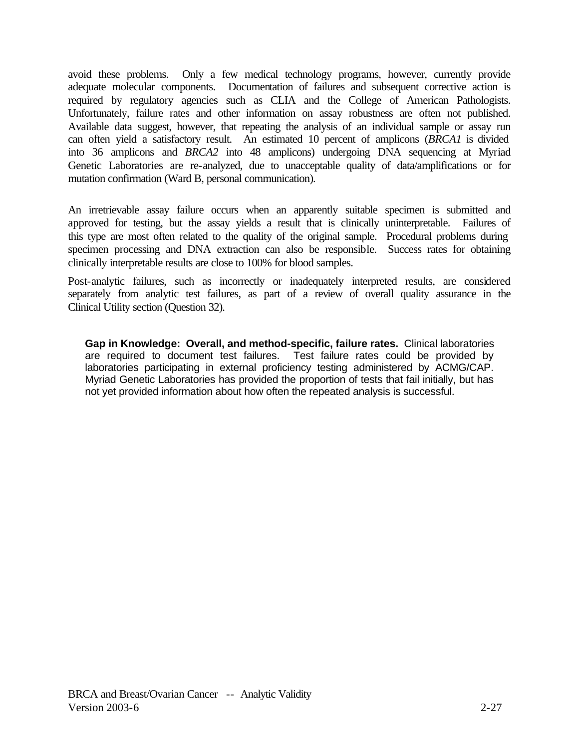avoid these problems. Only a few medical technology programs, however, currently provide adequate molecular components. Documentation of failures and subsequent corrective action is required by regulatory agencies such as CLIA and the College of American Pathologists. Unfortunately, failure rates and other information on assay robustness are often not published. Available data suggest, however, that repeating the analysis of an individual sample or assay run can often yield a satisfactory result. An estimated 10 percent of amplicons (*BRCA1* is divided into 36 amplicons and *BRCA2* into 48 amplicons) undergoing DNA sequencing at Myriad Genetic Laboratories are re-analyzed, due to unacceptable quality of data/amplifications or for mutation confirmation (Ward B, personal communication).

An irretrievable assay failure occurs when an apparently suitable specimen is submitted and approved for testing, but the assay yields a result that is clinically uninterpretable. Failures of this type are most often related to the quality of the original sample. Procedural problems during specimen processing and DNA extraction can also be responsible. Success rates for obtaining clinically interpretable results are close to 100% for blood samples.

Post-analytic failures, such as incorrectly or inadequately interpreted results, are considered separately from analytic test failures, as part of a review of overall quality assurance in the Clinical Utility section (Question 32).

**Gap in Knowledge: Overall, and method-specific, failure rates.** Clinical laboratories are required to document test failures. Test failure rates could be provided by laboratories participating in external proficiency testing administered by ACMG/CAP. Myriad Genetic Laboratories has provided the proportion of tests that fail initially, but has not yet provided information about how often the repeated analysis is successful.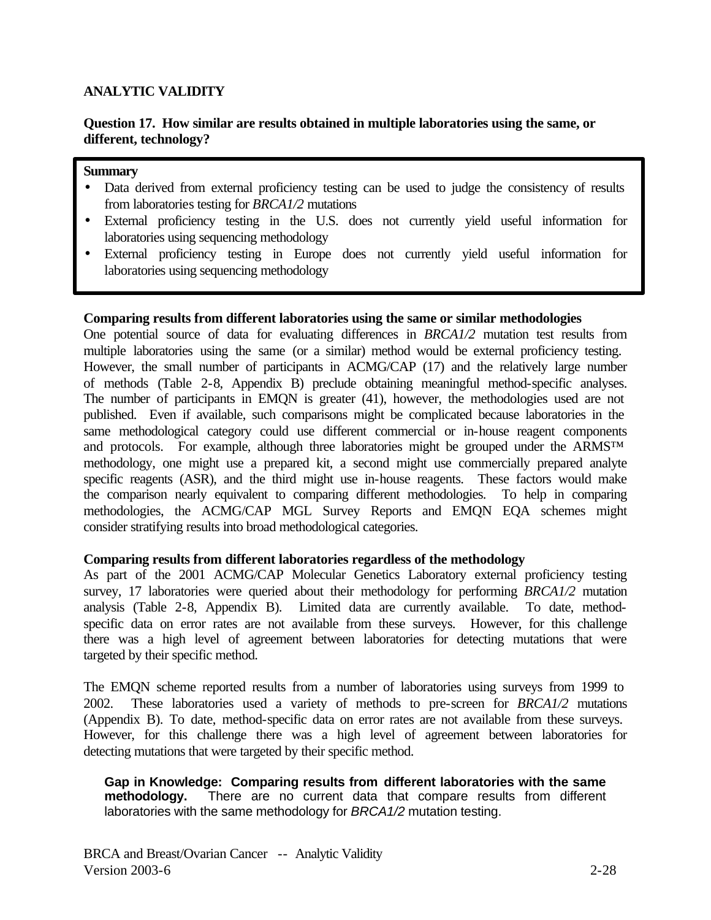## ANALYTIC VALIDITY

### Question 17. How similar are results obtained in multiple laboratories using the same, or different, technology?

**Summary**

- Data derived from external proficiency testing can be used to judge the consistency of results from laboratories testing for *BRCA1/2* mutations
- External proficiency testing in the U.S. does not currently yield useful information for laboratories using sequencing methodology
- External proficiency testing in Europe does not currently yield useful information for laboratories using sequencing methodology

**Comparing results from different laboratories using the same or similar methodologies**

One potential source of data for evaluating differences in *BRCA1/2* mutation test results from multiple laboratories using the same (or a similar) method would be external proficiency testing. However, the small number of participants in ACMG/CAP (17) and the relatively large number of methods (Table 2-8, Appendix B) preclude obtaining meaningful method-specific analyses. The number of participants in EMQN is greater (41), however, the methodologies used are not published. Even if available, such comparisons might be complicated because laboratories in the same methodological category could use different commercial or in-house reagent components and protocols. For example, although three laboratories might be grouped under the ARMS™ methodology, one might use a prepared kit, a second might use commercially prepared analyte specific reagents (ASR), and the third might use in-house reagents. These factors would make the comparison nearly equivalent to comparing different methodologies. To help in comparing methodologies, the ACMG/CAP MGL Survey Reports and EMQN EQA schemes might consider stratifying results into broad methodological categories.

**Comparing results from different laboratories regardless of the methodology**

As part of the 2001 ACMG/CAP Molecular Genetics Laboratory external proficiency testing survey, 17 laboratories were queried about their methodology for performing *BRCA1/2* mutation analysis (Table 2-8, Appendix B). Limited data are currently available. To date, method-specific data on error rates are not available from these surveys. However, for this challenge there was a high level of agreement between laboratories for detecting mutations that were targeted by their specific method.

The EMQN scheme reported results from a number of laboratories using surveys from 1999 to 2002. These laboratories used a variety of methods to pre-screen for *BRCA1/2* mutations (Appendix B). To date, method-specific data on error rates are not available from these surveys. However, for this challenge there was a high level of agreement between laboratories for detecting mutations that were targeted by their specific method.

**Gap in Knowledge: Comparing results from different laboratories with the same methodology.** There are no current data that compare results from different laboratories with the same methodology for *BRCA1/2* mutation testing.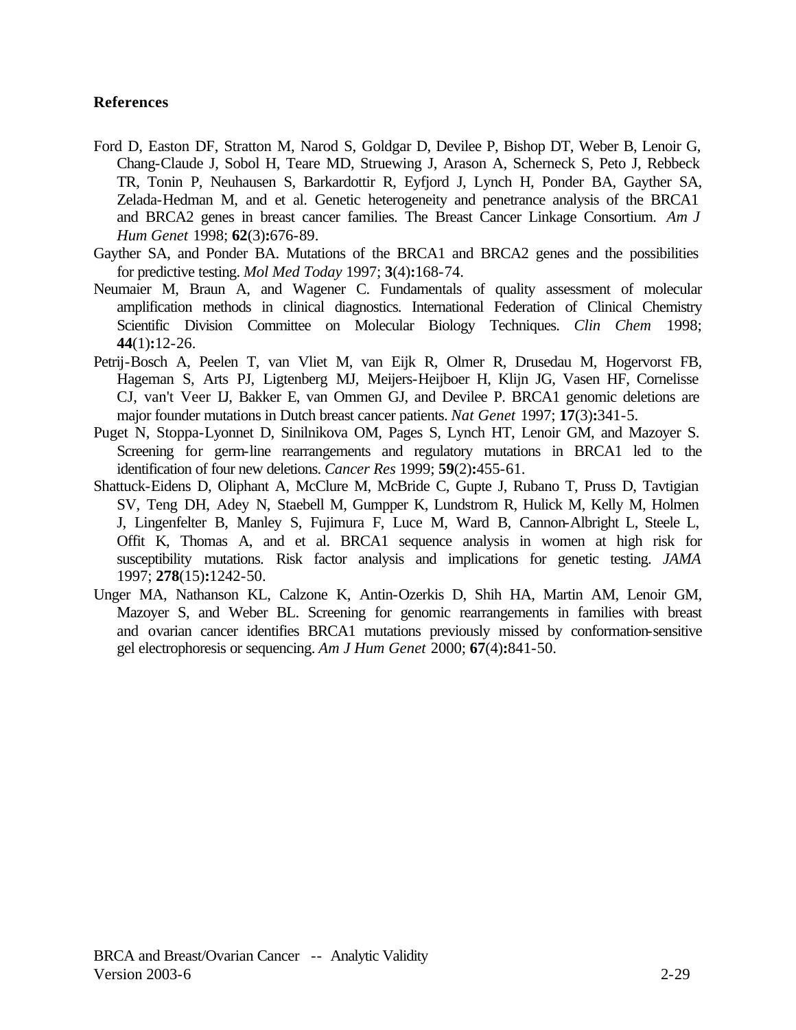### References

Ford D, Easton DF, Stratton M, Narod S, Goldgar D, Devilee P, Bishop DT, Weber B, Lenoir G, Chang-Claude J, Sobol H, Teare MD, Struewing J, Arason A, Scherneck S, Peto J, Rebbeck TR, Tonin P, Neuhausen S, Barkardottir R, Eyfjord J, Lynch H, Ponder BA, Gayther SA, Zelada-Hedman M, and et al. Genetic heterogeneity and penetrance analysis of the BRCA1 and BRCA2 genes in breast cancer families. The Breast Cancer Linkage Consortium. *Am J Hum Genet* 1998; **62**(3)**:**676-89.

Gayther SA, and Ponder BA. Mutations of the BRCA1 and BRCA2 genes and the possibilities for predictive testing. *Mol Med Today* 1997; **3**(4)**:**168-74.

Neumaier M, Braun A, and Wagener C. Fundamentals of quality assessment of molecular amplification methods in clinical diagnostics. International Federation of Clinical Chemistry Scientific Division Committee on Molecular Biology Techniques. *Clin Chem* 1998; **44**(1)**:**12-26.

Petrij-Bosch A, Peelen T, van Vliet M, van Eijk R, Olmer R, Drusedau M, Hogervorst FB, Hageman S, Arts PJ, Ligtenberg MJ, Meijers-Heijboer H, Klijn JG, Vasen HF, Cornelisse CJ, van't Veer LJ, Bakker E, van Ommen GJ, and Devilee P. BRCA1 genomic deletions are major founder mutations in Dutch breast cancer patients. *Nat Genet* 1997; **17**(3)**:**341-5.

Puget N, Stoppa-Lyonnet D, Sinilnikova OM, Pages S, Lynch HT, Lenoir GM, and Mazoyer S. Screening for germ-line rearrangements and regulatory mutations in BRCA1 led to the identification of four new deletions. *Cancer Res* 1999; **59**(2)**:**455-61.

Shattuck-Eidens D, Oliphant A, McClure M, McBride C, Gupte J, Rubano T, Pruss D, Tavtigian SV, Teng DH, Adey N, Staebell M, Gumpper K, Lundstrom R, Hulick M, Kelly M, Holmen J, Lingenfelter B, Manley S, Fujimura F, Luce M, Ward B, Cannon-Albright L, Steele L, Offit K, Thomas A, and et al. BRCA1 sequence analysis in women at high risk for susceptibility mutations. Risk factor analysis and implications for genetic testing. *JAMA* 1997; **278**(15)**:**1242-50.

Unger MA, Nathanson KL, Calzone K, Antin-Ozerkis D, Shih HA, Martin AM, Lenoir GM, Mazoyer S, and Weber BL. Screening for genomic rearrangements in families with breast and ovarian cancer identifies BRCA1 mutations previously missed by conformation-sensitive gel electrophoresis or sequencing. *Am J Hum Genet* 2000; **67**(4)**:**841-50.